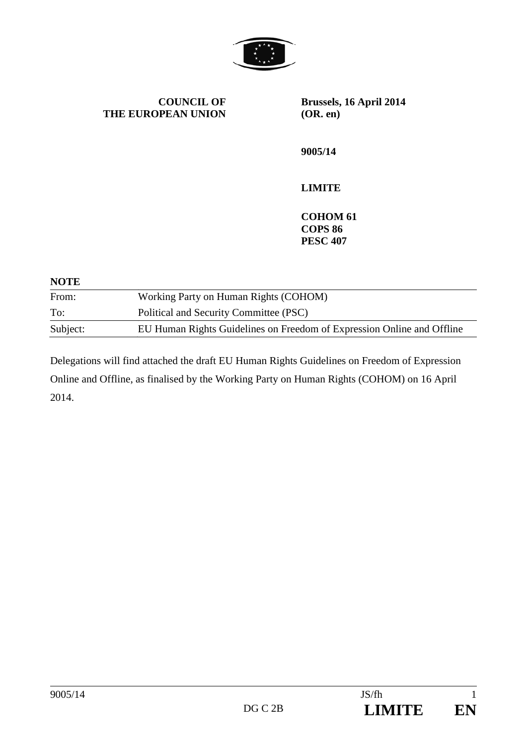**COUNCIL OF THE EUROPEAN UNION**

**Brussels, 16 April 2014 (OR. en)**

**9005/14**

**LIMITE**

**COHOM 61**
**COPS 86**
**PESC 407**

**NOTE**

| | |
|---|---|
| From: | Working Party on Human Rights (COHOM) |
| To: | Political and Security Committee (PSC) |
| Subject: | EU Human Rights Guidelines on Freedom of Expression Online and Offline |

Delegations will find attached the draft EU Human Rights Guidelines on Freedom of Expression Online and Offline, as finalised by the Working Party on Human Rights (COHOM) on 16 April 2014.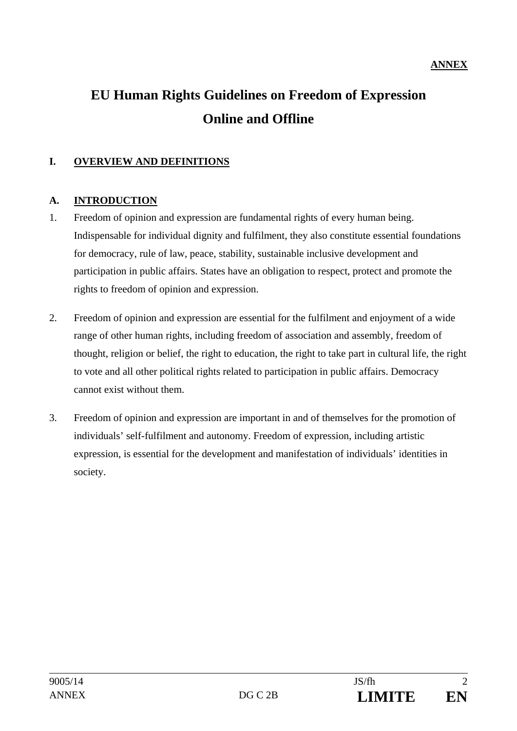**ANNEX**

# EU Human Rights Guidelines on Freedom of Expression Online and Offline

## I. OVERVIEW AND DEFINITIONS

### A. INTRODUCTION

1. Freedom of opinion and expression are fundamental rights of every human being. Indispensable for individual dignity and fulfilment, they also constitute essential foundations for democracy, rule of law, peace, stability, sustainable inclusive development and participation in public affairs. States have an obligation to respect, protect and promote the rights to freedom of opinion and expression.

2. Freedom of opinion and expression are essential for the fulfilment and enjoyment of a wide range of other human rights, including freedom of association and assembly, freedom of thought, religion or belief, the right to education, the right to take part in cultural life, the right to vote and all other political rights related to participation in public affairs. Democracy cannot exist without them.

3. Freedom of opinion and expression are important in and of themselves for the promotion of individuals' self-fulfilment and autonomy. Freedom of expression, including artistic expression, is essential for the development and manifestation of individuals' identities in society.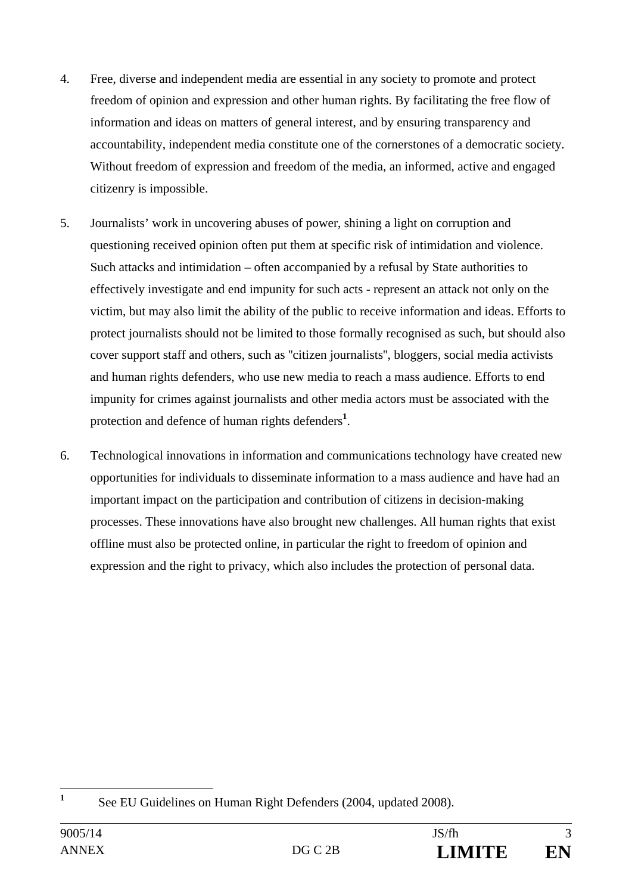4. Free, diverse and independent media are essential in any society to promote and protect freedom of opinion and expression and other human rights. By facilitating the free flow of information and ideas on matters of general interest, and by ensuring transparency and accountability, independent media constitute one of the cornerstones of a democratic society. Without freedom of expression and freedom of the media, an informed, active and engaged citizenry is impossible.

5. Journalists' work in uncovering abuses of power, shining a light on corruption and questioning received opinion often put them at specific risk of intimidation and violence. Such attacks and intimidation – often accompanied by a refusal by State authorities to effectively investigate and end impunity for such acts - represent an attack not only on the victim, but may also limit the ability of the public to receive information and ideas. Efforts to protect journalists should not be limited to those formally recognised as such, but should also cover support staff and others, such as "citizen journalists", bloggers, social media activists and human rights defenders, who use new media to reach a mass audience. Efforts to end impunity for crimes against journalists and other media actors must be associated with the protection and defence of human rights defenders[1].

6. Technological innovations in information and communications technology have created new opportunities for individuals to disseminate information to a mass audience and have had an important impact on the participation and contribution of citizens in decision-making processes. These innovations have also brought new challenges. All human rights that exist offline must also be protected online, in particular the right to freedom of opinion and expression and the right to privacy, which also includes the protection of personal data.

[1] See EU Guidelines on Human Right Defenders (2004, updated 2008).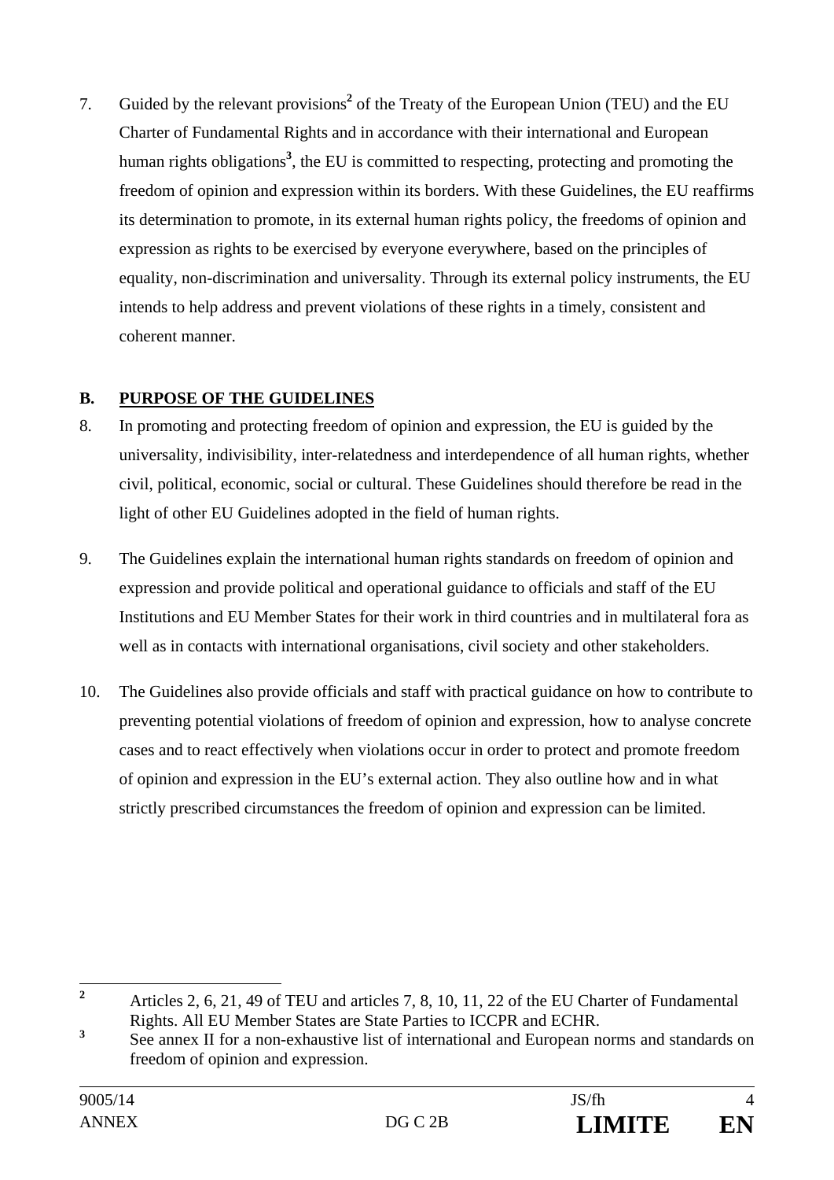7. Guided by the relevant provisions[2] of the Treaty of the European Union (TEU) and the EU Charter of Fundamental Rights and in accordance with their international and European human rights obligations[3], the EU is committed to respecting, protecting and promoting the freedom of opinion and expression within its borders. With these Guidelines, the EU reaffirms its determination to promote, in its external human rights policy, the freedoms of opinion and expression as rights to be exercised by everyone everywhere, based on the principles of equality, non-discrimination and universality. Through its external policy instruments, the EU intends to help address and prevent violations of these rights in a timely, consistent and coherent manner.

## B. PURPOSE OF THE GUIDELINES

8. In promoting and protecting freedom of opinion and expression, the EU is guided by the universality, indivisibility, inter-relatedness and interdependence of all human rights, whether civil, political, economic, social or cultural. These Guidelines should therefore be read in the light of other EU Guidelines adopted in the field of human rights.

9. The Guidelines explain the international human rights standards on freedom of opinion and expression and provide political and operational guidance to officials and staff of the EU Institutions and EU Member States for their work in third countries and in multilateral fora as well as in contacts with international organisations, civil society and other stakeholders.

10. The Guidelines also provide officials and staff with practical guidance on how to contribute to preventing potential violations of freedom of opinion and expression, how to analyse concrete cases and to react effectively when violations occur in order to protect and promote freedom of opinion and expression in the EU's external action. They also outline how and in what strictly prescribed circumstances the freedom of opinion and expression can be limited.

---

[2] Articles 2, 6, 21, 49 of TEU and articles 7, 8, 10, 11, 22 of the EU Charter of Fundamental Rights. All EU Member States are State Parties to ICCPR and ECHR.

[3] See annex II for a non-exhaustive list of international and European norms and standards on freedom of opinion and expression.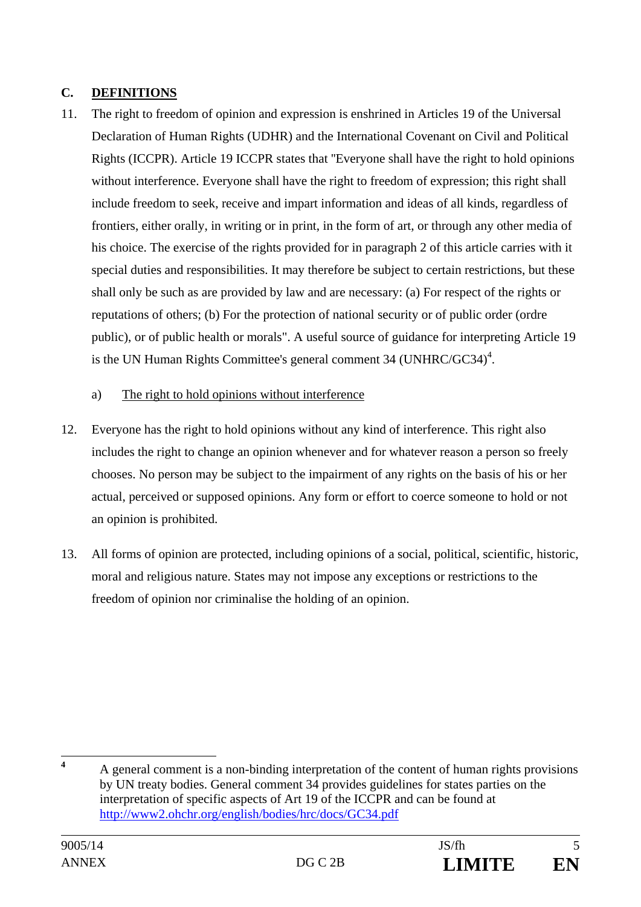## C. DEFINITIONS

11. The right to freedom of opinion and expression is enshrined in Articles 19 of the Universal Declaration of Human Rights (UDHR) and the International Covenant on Civil and Political Rights (ICCPR). Article 19 ICCPR states that "Everyone shall have the right to hold opinions without interference. Everyone shall have the right to freedom of expression; this right shall include freedom to seek, receive and impart information and ideas of all kinds, regardless of frontiers, either orally, in writing or in print, in the form of art, or through any other media of his choice. The exercise of the rights provided for in paragraph 2 of this article carries with it special duties and responsibilities. It may therefore be subject to certain restrictions, but these shall only be such as are provided by law and are necessary: (a) For respect of the rights or reputations of others; (b) For the protection of national security or of public order (ordre public), or of public health or morals". A useful source of guidance for interpreting Article 19 is the UN Human Rights Committee's general comment 34 (UNHRC/GC34)[4].

### a) The right to hold opinions without interference

12. Everyone has the right to hold opinions without any kind of interference. This right also includes the right to change an opinion whenever and for whatever reason a person so freely chooses. No person may be subject to the impairment of any rights on the basis of his or her actual, perceived or supposed opinions. Any form or effort to coerce someone to hold or not an opinion is prohibited.

13. All forms of opinion are protected, including opinions of a social, political, scientific, historic, moral and religious nature. States may not impose any exceptions or restrictions to the freedom of opinion nor criminalise the holding of an opinion.

---

[4] A general comment is a non-binding interpretation of the content of human rights provisions by UN treaty bodies. General comment 34 provides guidelines for states parties on the interpretation of specific aspects of Art 19 of the ICCPR and can be found at http://www2.ohchr.org/english/bodies/hrc/docs/GC34.pdf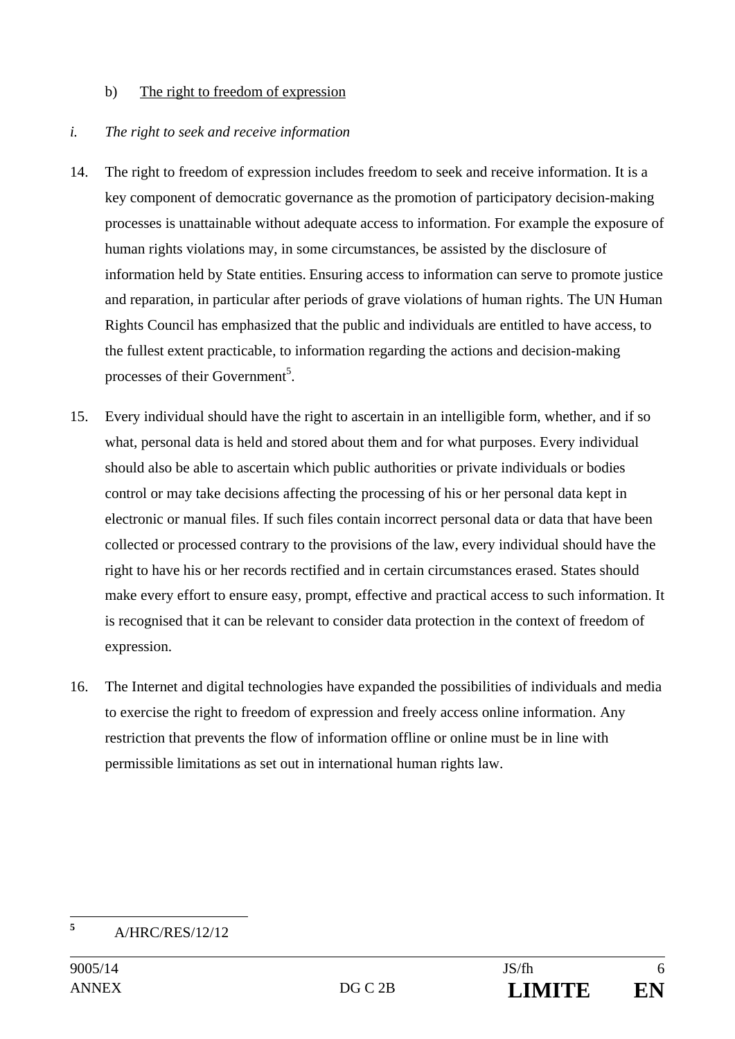b) <u>The right to freedom of expression</u>

*i. The right to seek and receive information*

14. The right to freedom of expression includes freedom to seek and receive information. It is a key component of democratic governance as the promotion of participatory decision-making processes is unattainable without adequate access to information. For example the exposure of human rights violations may, in some circumstances, be assisted by the disclosure of information held by State entities. Ensuring access to information can serve to promote justice and reparation, in particular after periods of grave violations of human rights. The UN Human Rights Council has emphasized that the public and individuals are entitled to have access, to the fullest extent practicable, to information regarding the actions and decision-making processes of their Government[5].

15. Every individual should have the right to ascertain in an intelligible form, whether, and if so what, personal data is held and stored about them and for what purposes. Every individual should also be able to ascertain which public authorities or private individuals or bodies control or may take decisions affecting the processing of his or her personal data kept in electronic or manual files. If such files contain incorrect personal data or data that have been collected or processed contrary to the provisions of the law, every individual should have the right to have his or her records rectified and in certain circumstances erased. States should make every effort to ensure easy, prompt, effective and practical access to such information. It is recognised that it can be relevant to consider data protection in the context of freedom of expression.

16. The Internet and digital technologies have expanded the possibilities of individuals and media to exercise the right to freedom of expression and freely access online information. Any restriction that prevents the flow of information offline or online must be in line with permissible limitations as set out in international human rights law.

---

[5] A/HRC/RES/12/12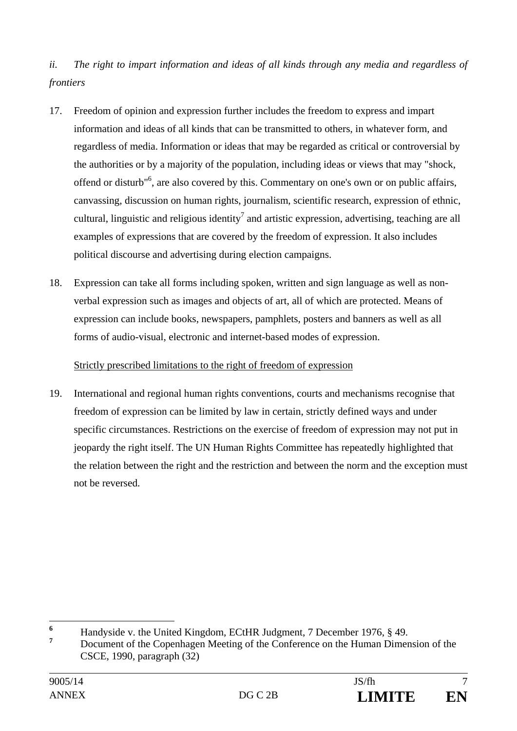*ii. The right to impart information and ideas of all kinds through any media and regardless of frontiers*

17. Freedom of opinion and expression further includes the freedom to express and impart information and ideas of all kinds that can be transmitted to others, in whatever form, and regardless of media. Information or ideas that may be regarded as critical or controversial by the authorities or by a majority of the population, including ideas or views that may "shock, offend or disturb"[6], are also covered by this. Commentary on one's own or on public affairs, canvassing, discussion on human rights, journalism, scientific research, expression of ethnic, cultural, linguistic and religious identity[7] and artistic expression, advertising, teaching are all examples of expressions that are covered by the freedom of expression. It also includes political discourse and advertising during election campaigns.

18. Expression can take all forms including spoken, written and sign language as well as non-verbal expression such as images and objects of art, all of which are protected. Means of expression can include books, newspapers, pamphlets, posters and banners as well as all forms of audio-visual, electronic and internet-based modes of expression.

<u>Strictly prescribed limitations to the right of freedom of expression</u>

19. International and regional human rights conventions, courts and mechanisms recognise that freedom of expression can be limited by law in certain, strictly defined ways and under specific circumstances. Restrictions on the exercise of freedom of expression may not put in jeopardy the right itself. The UN Human Rights Committee has repeatedly highlighted that the relation between the right and the restriction and between the norm and the exception must not be reversed.

---

[6] Handyside v. the United Kingdom, ECtHR Judgment, 7 December 1976, § 49.

[7] Document of the Copenhagen Meeting of the Conference on the Human Dimension of the CSCE, 1990, paragraph (32)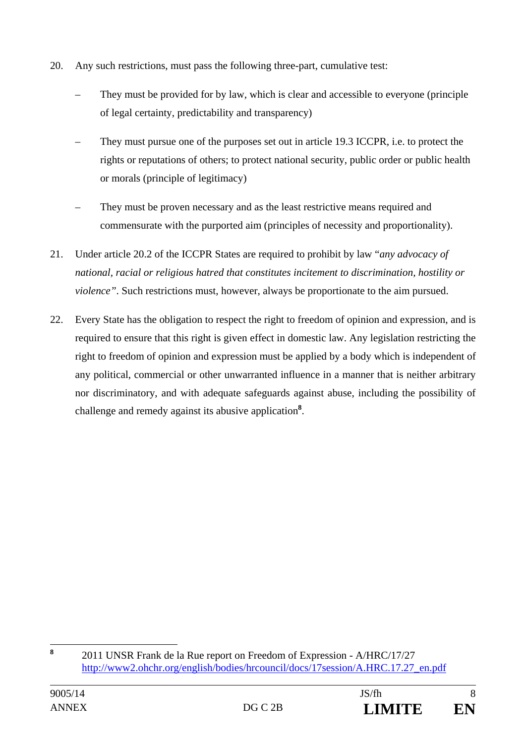20. Any such restrictions, must pass the following three-part, cumulative test:

    – They must be provided for by law, which is clear and accessible to everyone (principle of legal certainty, predictability and transparency)

    – They must pursue one of the purposes set out in article 19.3 ICCPR, i.e. to protect the rights or reputations of others; to protect national security, public order or public health or morals (principle of legitimacy)

    – They must be proven necessary and as the least restrictive means required and commensurate with the purported aim (principles of necessity and proportionality).

21. Under article 20.2 of the ICCPR States are required to prohibit by law "*any advocacy of national, racial or religious hatred that constitutes incitement to discrimination, hostility or violence*". Such restrictions must, however, always be proportionate to the aim pursued.

22. Every State has the obligation to respect the right to freedom of opinion and expression, and is required to ensure that this right is given effect in domestic law. Any legislation restricting the right to freedom of opinion and expression must be applied by a body which is independent of any political, commercial or other unwarranted influence in a manner that is neither arbitrary nor discriminatory, and with adequate safeguards against abuse, including the possibility of challenge and remedy against its abusive application[8].

---

[8] 2011 UNSR Frank de la Rue report on Freedom of Expression - A/HRC/17/27 http://www2.ohchr.org/english/bodies/hrcouncil/docs/17session/A.HRC.17.27_en.pdf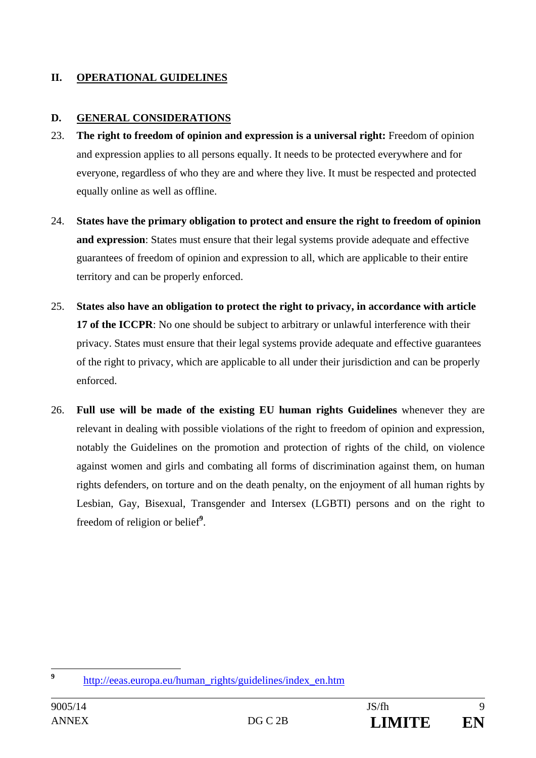## II. OPERATIONAL GUIDELINES

### D. GENERAL CONSIDERATIONS

23. **The right to freedom of opinion and expression is a universal right:** Freedom of opinion and expression applies to all persons equally. It needs to be protected everywhere and for everyone, regardless of who they are and where they live. It must be respected and protected equally online as well as offline.

24. **States have the primary obligation to protect and ensure the right to freedom of opinion and expression**: States must ensure that their legal systems provide adequate and effective guarantees of freedom of opinion and expression to all, which are applicable to their entire territory and can be properly enforced.

25. **States also have an obligation to protect the right to privacy, in accordance with article 17 of the ICCPR**: No one should be subject to arbitrary or unlawful interference with their privacy. States must ensure that their legal systems provide adequate and effective guarantees of the right to privacy, which are applicable to all under their jurisdiction and can be properly enforced.

26. **Full use will be made of the existing EU human rights Guidelines** whenever they are relevant in dealing with possible violations of the right to freedom of opinion and expression, notably the Guidelines on the promotion and protection of rights of the child, on violence against women and girls and combating all forms of discrimination against them, on human rights defenders, on torture and on the death penalty, on the enjoyment of all human rights by Lesbian, Gay, Bisexual, Transgender and Intersex (LGBTI) persons and on the right to freedom of religion or belief[9].

---

[9] http://eeas.europa.eu/human_rights/guidelines/index_en.htm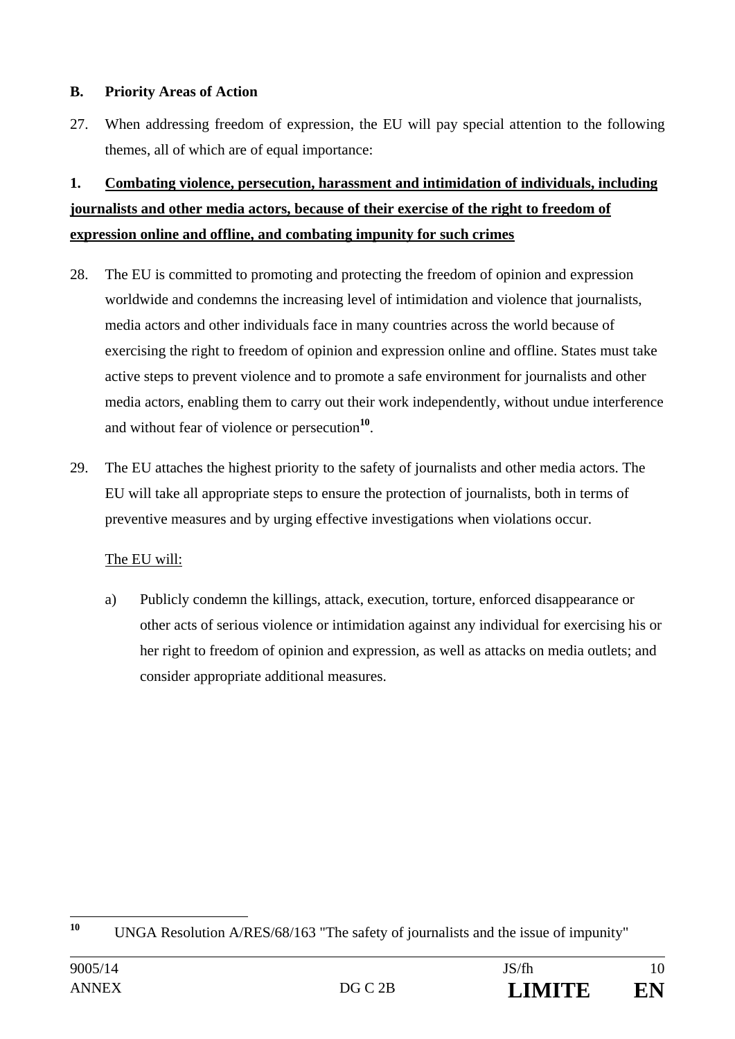### B. Priority Areas of Action

27. When addressing freedom of expression, the EU will pay special attention to the following themes, all of which are of equal importance:

**1. Combating violence, persecution, harassment and intimidation of individuals, including journalists and other media actors, because of their exercise of the right to freedom of expression online and offline, and combating impunity for such crimes**

28. The EU is committed to promoting and protecting the freedom of opinion and expression worldwide and condemns the increasing level of intimidation and violence that journalists, media actors and other individuals face in many countries across the world because of exercising the right to freedom of opinion and expression online and offline. States must take active steps to prevent violence and to promote a safe environment for journalists and other media actors, enabling them to carry out their work independently, without undue interference and without fear of violence or persecution[10].

29. The EU attaches the highest priority to the safety of journalists and other media actors. The EU will take all appropriate steps to ensure the protection of journalists, both in terms of preventive measures and by urging effective investigations when violations occur.

The EU will:

a) Publicly condemn the killings, attack, execution, torture, enforced disappearance or other acts of serious violence or intimidation against any individual for exercising his or her right to freedom of opinion and expression, as well as attacks on media outlets; and consider appropriate additional measures.

---

[10] UNGA Resolution A/RES/68/163 "The safety of journalists and the issue of impunity"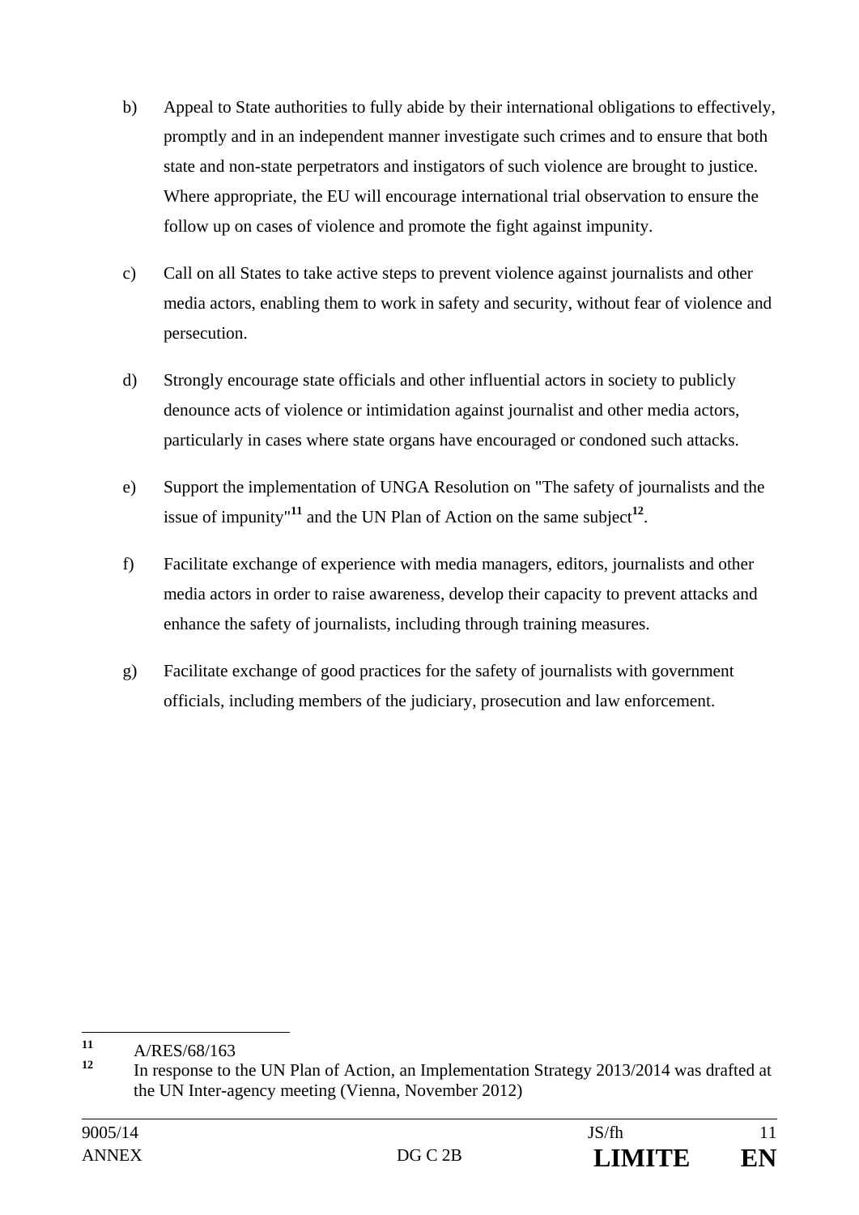b) Appeal to State authorities to fully abide by their international obligations to effectively, promptly and in an independent manner investigate such crimes and to ensure that both state and non-state perpetrators and instigators of such violence are brought to justice. Where appropriate, the EU will encourage international trial observation to ensure the follow up on cases of violence and promote the fight against impunity.

c) Call on all States to take active steps to prevent violence against journalists and other media actors, enabling them to work in safety and security, without fear of violence and persecution.

d) Strongly encourage state officials and other influential actors in society to publicly denounce acts of violence or intimidation against journalist and other media actors, particularly in cases where state organs have encouraged or condoned such attacks.

e) Support the implementation of UNGA Resolution on "The safety of journalists and the issue of impunity"[11] and the UN Plan of Action on the same subject[12].

f) Facilitate exchange of experience with media managers, editors, journalists and other media actors in order to raise awareness, develop their capacity to prevent attacks and enhance the safety of journalists, including through training measures.

g) Facilitate exchange of good practices for the safety of journalists with government officials, including members of the judiciary, prosecution and law enforcement.

---

[11] A/RES/68/163

[12] In response to the UN Plan of Action, an Implementation Strategy 2013/2014 was drafted at the UN Inter-agency meeting (Vienna, November 2012)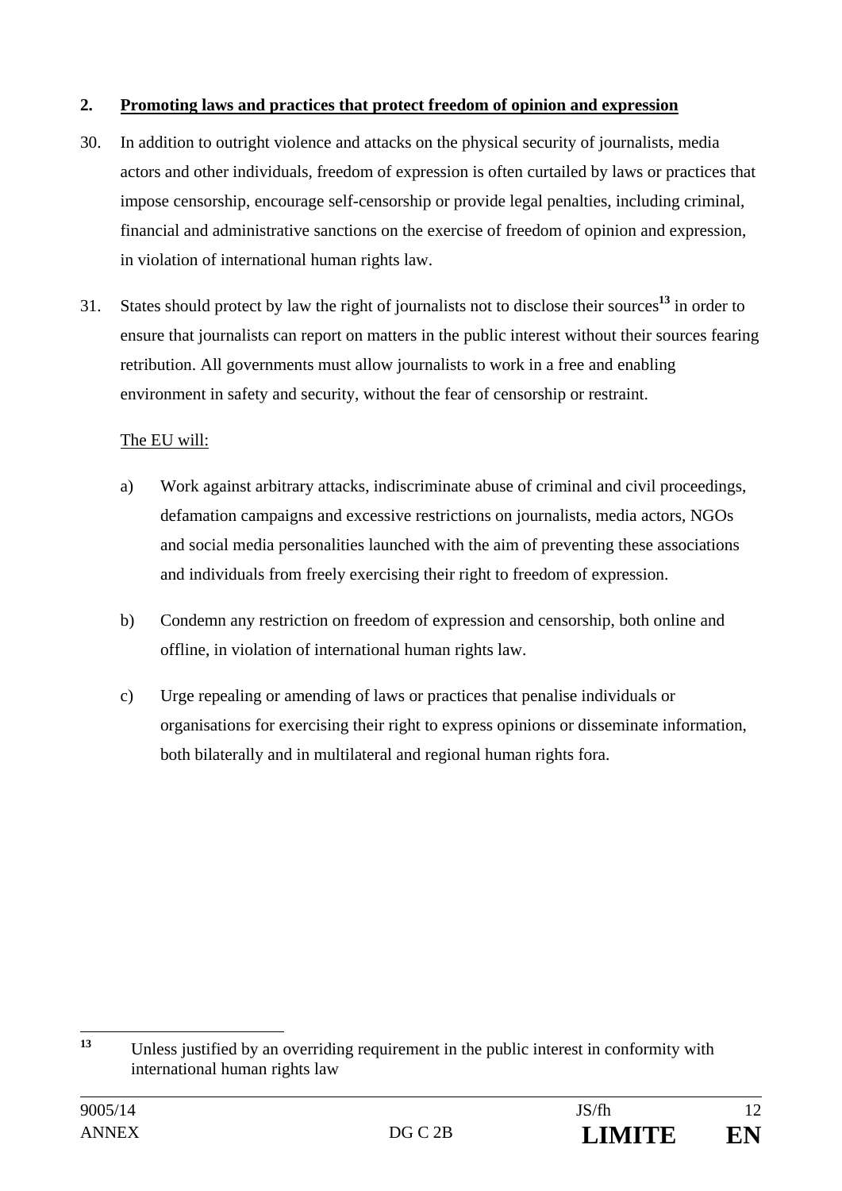## 2. Promoting laws and practices that protect freedom of opinion and expression

30. In addition to outright violence and attacks on the physical security of journalists, media actors and other individuals, freedom of expression is often curtailed by laws or practices that impose censorship, encourage self-censorship or provide legal penalties, including criminal, financial and administrative sanctions on the exercise of freedom of opinion and expression, in violation of international human rights law.

31. States should protect by law the right of journalists not to disclose their sources[13] in order to ensure that journalists can report on matters in the public interest without their sources fearing retribution. All governments must allow journalists to work in a free and enabling environment in safety and security, without the fear of censorship or restraint.

The EU will:

a) Work against arbitrary attacks, indiscriminate abuse of criminal and civil proceedings, defamation campaigns and excessive restrictions on journalists, media actors, NGOs and social media personalities launched with the aim of preventing these associations and individuals from freely exercising their right to freedom of expression.

b) Condemn any restriction on freedom of expression and censorship, both online and offline, in violation of international human rights law.

c) Urge repealing or amending of laws or practices that penalise individuals or organisations for exercising their right to express opinions or disseminate information, both bilaterally and in multilateral and regional human rights fora.

---

[13] Unless justified by an overriding requirement in the public interest in conformity with international human rights law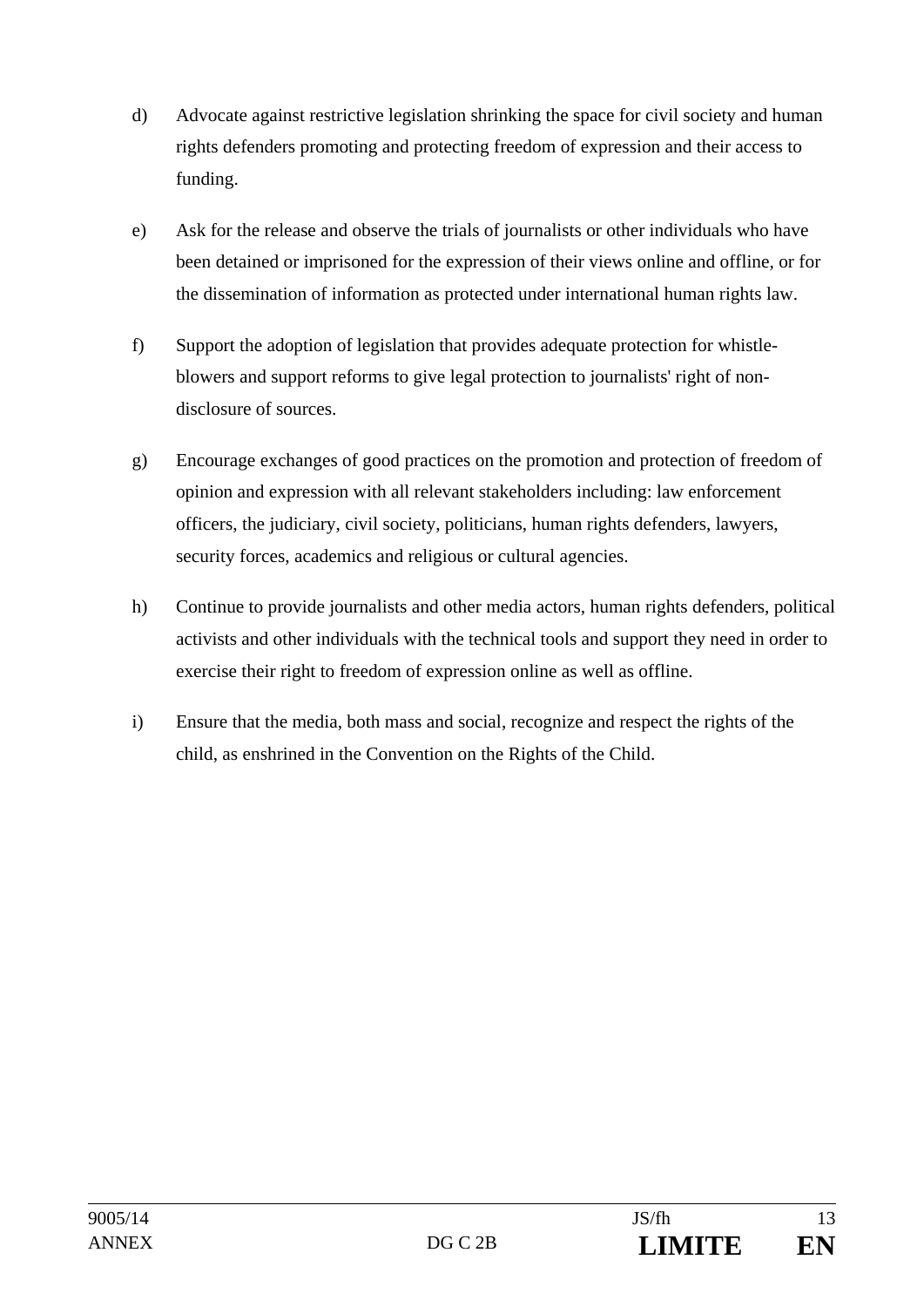d) Advocate against restrictive legislation shrinking the space for civil society and human rights defenders promoting and protecting freedom of expression and their access to funding.

e) Ask for the release and observe the trials of journalists or other individuals who have been detained or imprisoned for the expression of their views online and offline, or for the dissemination of information as protected under international human rights law.

f) Support the adoption of legislation that provides adequate protection for whistle-blowers and support reforms to give legal protection to journalists' right of non-disclosure of sources.

g) Encourage exchanges of good practices on the promotion and protection of freedom of opinion and expression with all relevant stakeholders including: law enforcement officers, the judiciary, civil society, politicians, human rights defenders, lawyers, security forces, academics and religious or cultural agencies.

h) Continue to provide journalists and other media actors, human rights defenders, political activists and other individuals with the technical tools and support they need in order to exercise their right to freedom of expression online as well as offline.

i) Ensure that the media, both mass and social, recognize and respect the rights of the child, as enshrined in the Convention on the Rights of the Child.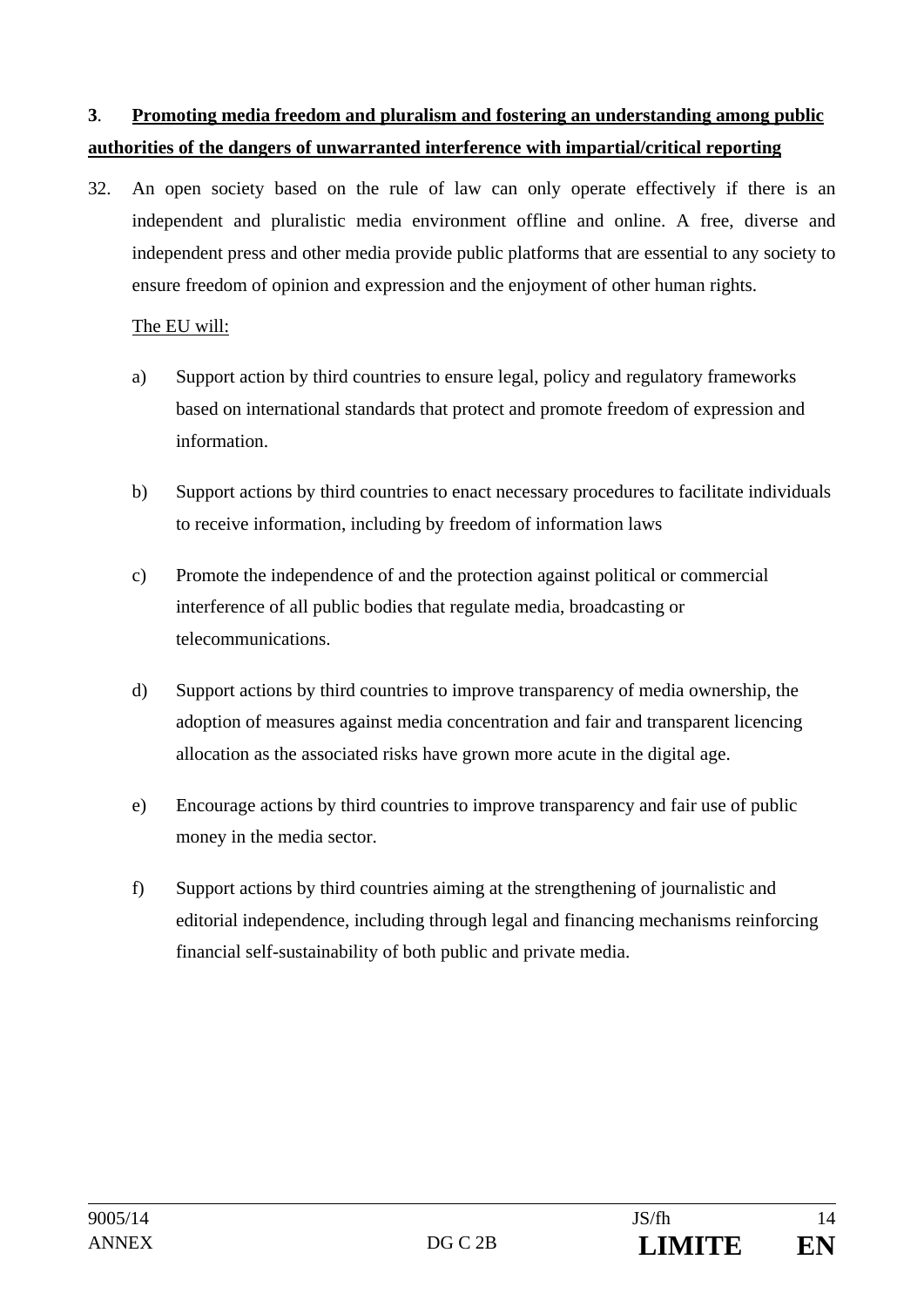**3**. **<u>Promoting media freedom and pluralism and fostering an understanding among public authorities of the dangers of unwarranted interference with impartial/critical reporting</u>**

32. An open society based on the rule of law can only operate effectively if there is an independent and pluralistic media environment offline and online. A free, diverse and independent press and other media provide public platforms that are essential to any society to ensure freedom of opinion and expression and the enjoyment of other human rights.

<u>The EU will:</u>

a) Support action by third countries to ensure legal, policy and regulatory frameworks based on international standards that protect and promote freedom of expression and information.

b) Support actions by third countries to enact necessary procedures to facilitate individuals to receive information, including by freedom of information laws

c) Promote the independence of and the protection against political or commercial interference of all public bodies that regulate media, broadcasting or telecommunications.

d) Support actions by third countries to improve transparency of media ownership, the adoption of measures against media concentration and fair and transparent licencing allocation as the associated risks have grown more acute in the digital age.

e) Encourage actions by third countries to improve transparency and fair use of public money in the media sector.

f) Support actions by third countries aiming at the strengthening of journalistic and editorial independence, including through legal and financing mechanisms reinforcing financial self-sustainability of both public and private media.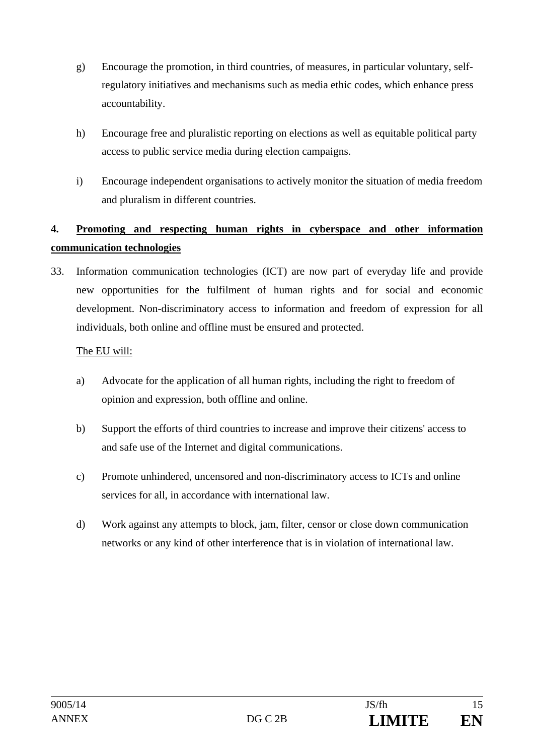g) Encourage the promotion, in third countries, of measures, in particular voluntary, self-regulatory initiatives and mechanisms such as media ethic codes, which enhance press accountability.

h) Encourage free and pluralistic reporting on elections as well as equitable political party access to public service media during election campaigns.

i) Encourage independent organisations to actively monitor the situation of media freedom and pluralism in different countries.

## 4. <u>Promoting and respecting human rights in cyberspace and other information communication technologies</u>

33. Information communication technologies (ICT) are now part of everyday life and provide new opportunities for the fulfilment of human rights and for social and economic development. Non-discriminatory access to information and freedom of expression for all individuals, both online and offline must be ensured and protected.

<u>The EU will:</u>

a) Advocate for the application of all human rights, including the right to freedom of opinion and expression, both offline and online.

b) Support the efforts of third countries to increase and improve their citizens' access to and safe use of the Internet and digital communications.

c) Promote unhindered, uncensored and non-discriminatory access to ICTs and online services for all, in accordance with international law.

d) Work against any attempts to block, jam, filter, censor or close down communication networks or any kind of other interference that is in violation of international law.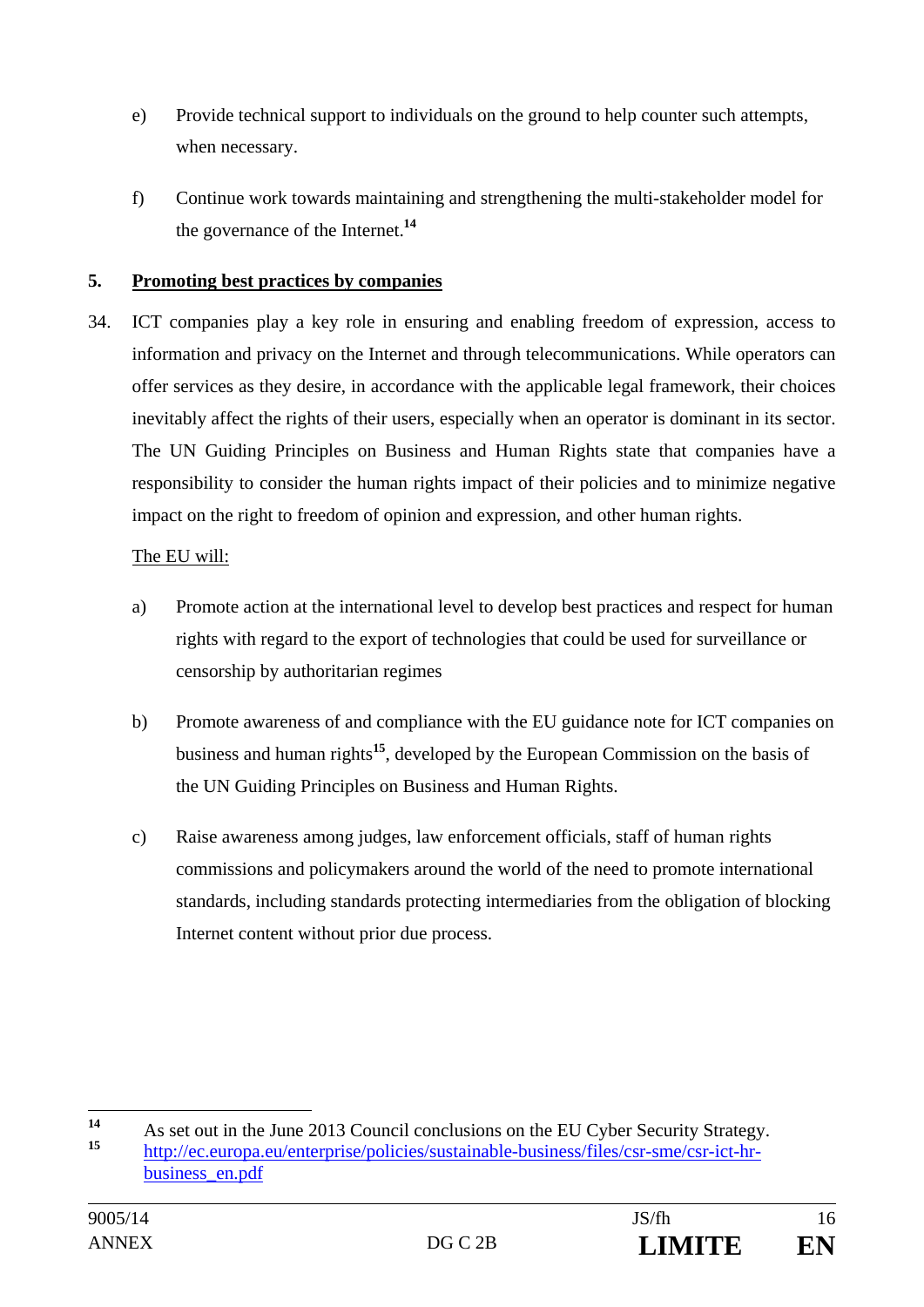e) Provide technical support to individuals on the ground to help counter such attempts, when necessary.

f) Continue work towards maintaining and strengthening the multi-stakeholder model for the governance of the Internet.[14]

## 5. Promoting best practices by companies

34. ICT companies play a key role in ensuring and enabling freedom of expression, access to information and privacy on the Internet and through telecommunications. While operators can offer services as they desire, in accordance with the applicable legal framework, their choices inevitably affect the rights of their users, especially when an operator is dominant in its sector. The UN Guiding Principles on Business and Human Rights state that companies have a responsibility to consider the human rights impact of their policies and to minimize negative impact on the right to freedom of opinion and expression, and other human rights.

The EU will:

a) Promote action at the international level to develop best practices and respect for human rights with regard to the export of technologies that could be used for surveillance or censorship by authoritarian regimes

b) Promote awareness of and compliance with the EU guidance note for ICT companies on business and human rights[15], developed by the European Commission on the basis of the UN Guiding Principles on Business and Human Rights.

c) Raise awareness among judges, law enforcement officials, staff of human rights commissions and policymakers around the world of the need to promote international standards, including standards protecting intermediaries from the obligation of blocking Internet content without prior due process.

---

[14] As set out in the June 2013 Council conclusions on the EU Cyber Security Strategy.

[15] http://ec.europa.eu/enterprise/policies/sustainable-business/files/csr-sme/csr-ict-hr-business_en.pdf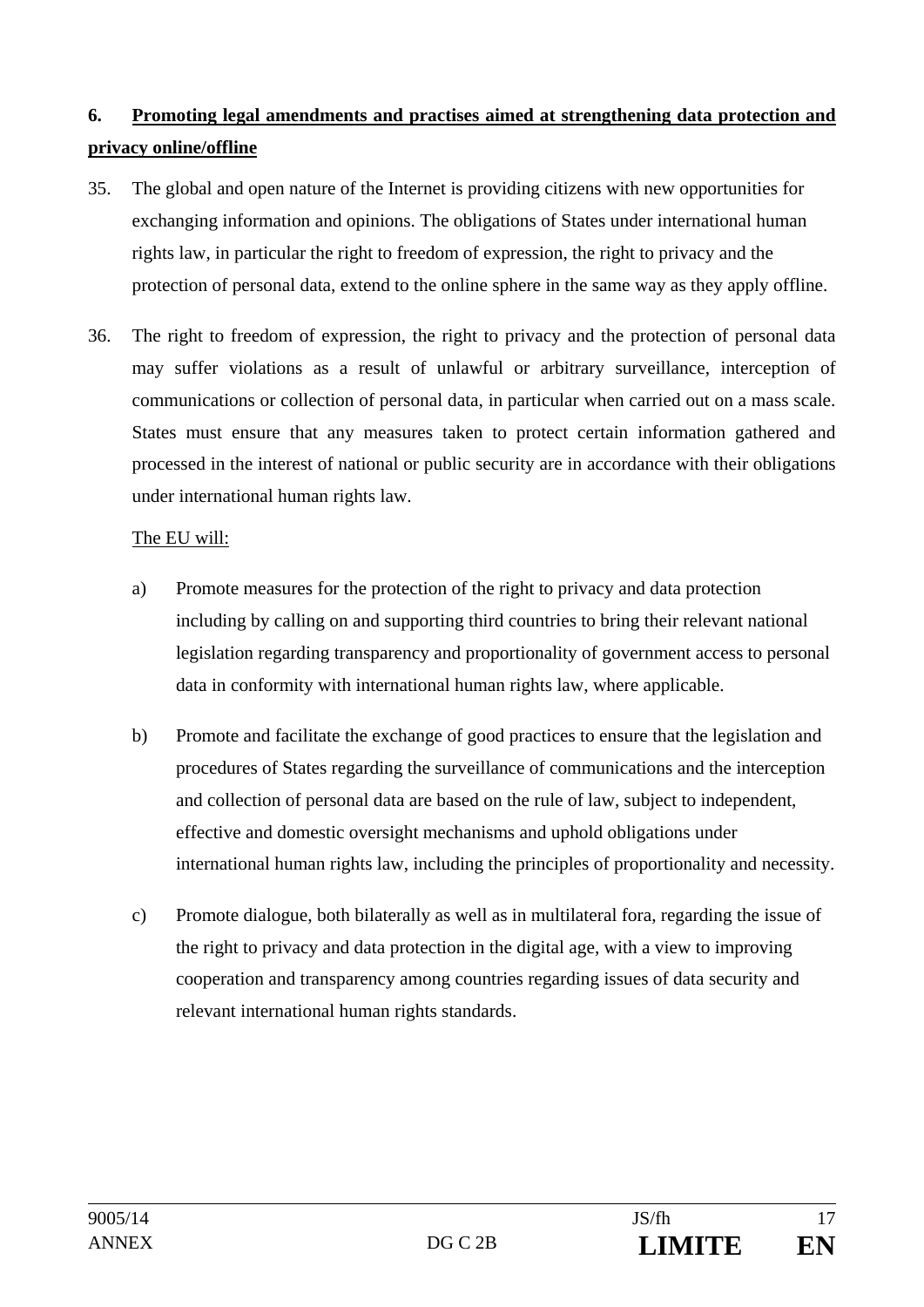## 6. Promoting legal amendments and practises aimed at strengthening data protection and privacy online/offline

35. The global and open nature of the Internet is providing citizens with new opportunities for exchanging information and opinions. The obligations of States under international human rights law, in particular the right to freedom of expression, the right to privacy and the protection of personal data, extend to the online sphere in the same way as they apply offline.

36. The right to freedom of expression, the right to privacy and the protection of personal data may suffer violations as a result of unlawful or arbitrary surveillance, interception of communications or collection of personal data, in particular when carried out on a mass scale. States must ensure that any measures taken to protect certain information gathered and processed in the interest of national or public security are in accordance with their obligations under international human rights law.

The EU will:

a) Promote measures for the protection of the right to privacy and data protection including by calling on and supporting third countries to bring their relevant national legislation regarding transparency and proportionality of government access to personal data in conformity with international human rights law, where applicable.

b) Promote and facilitate the exchange of good practices to ensure that the legislation and procedures of States regarding the surveillance of communications and the interception and collection of personal data are based on the rule of law, subject to independent, effective and domestic oversight mechanisms and uphold obligations under international human rights law, including the principles of proportionality and necessity.

c) Promote dialogue, both bilaterally as well as in multilateral fora, regarding the issue of the right to privacy and data protection in the digital age, with a view to improving cooperation and transparency among countries regarding issues of data security and relevant international human rights standards.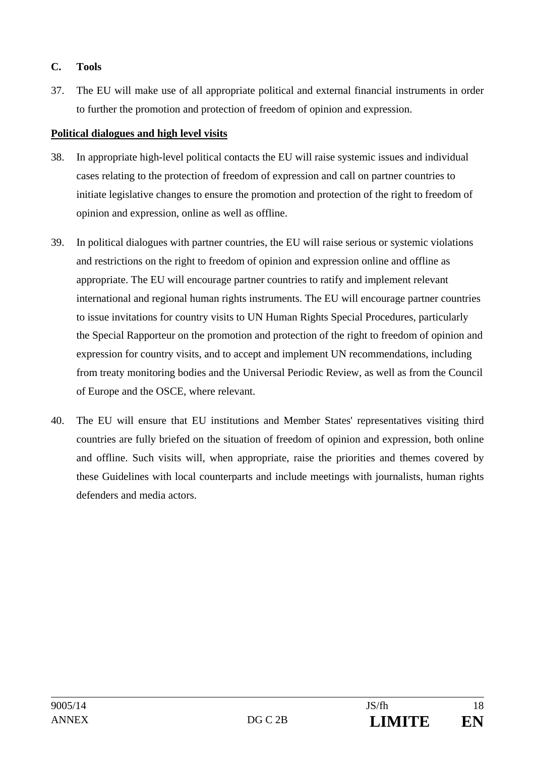## C. Tools

37. The EU will make use of all appropriate political and external financial instruments in order to further the promotion and protection of freedom of opinion and expression.

**Political dialogues and high level visits**

38. In appropriate high-level political contacts the EU will raise systemic issues and individual cases relating to the protection of freedom of expression and call on partner countries to initiate legislative changes to ensure the promotion and protection of the right to freedom of opinion and expression, online as well as offline.

39. In political dialogues with partner countries, the EU will raise serious or systemic violations and restrictions on the right to freedom of opinion and expression online and offline as appropriate. The EU will encourage partner countries to ratify and implement relevant international and regional human rights instruments. The EU will encourage partner countries to issue invitations for country visits to UN Human Rights Special Procedures, particularly the Special Rapporteur on the promotion and protection of the right to freedom of opinion and expression for country visits, and to accept and implement UN recommendations, including from treaty monitoring bodies and the Universal Periodic Review, as well as from the Council of Europe and the OSCE, where relevant.

40. The EU will ensure that EU institutions and Member States' representatives visiting third countries are fully briefed on the situation of freedom of opinion and expression, both online and offline. Such visits will, when appropriate, raise the priorities and themes covered by these Guidelines with local counterparts and include meetings with journalists, human rights defenders and media actors.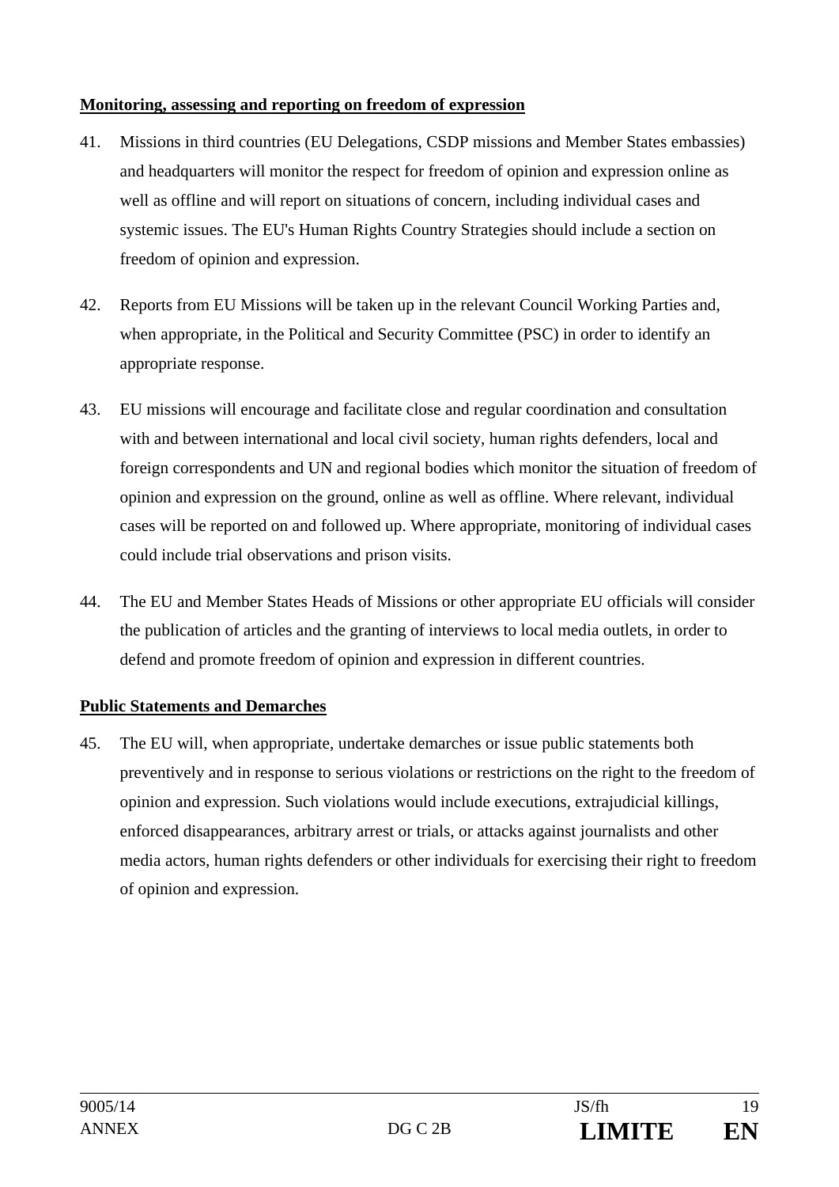**Monitoring, assessing and reporting on freedom of expression**

41. Missions in third countries (EU Delegations, CSDP missions and Member States embassies) and headquarters will monitor the respect for freedom of opinion and expression online as well as offline and will report on situations of concern, including individual cases and systemic issues. The EU's Human Rights Country Strategies should include a section on freedom of opinion and expression.

42. Reports from EU Missions will be taken up in the relevant Council Working Parties and, when appropriate, in the Political and Security Committee (PSC) in order to identify an appropriate response.

43. EU missions will encourage and facilitate close and regular coordination and consultation with and between international and local civil society, human rights defenders, local and foreign correspondents and UN and regional bodies which monitor the situation of freedom of opinion and expression on the ground, online as well as offline. Where relevant, individual cases will be reported on and followed up. Where appropriate, monitoring of individual cases could include trial observations and prison visits.

44. The EU and Member States Heads of Missions or other appropriate EU officials will consider the publication of articles and the granting of interviews to local media outlets, in order to defend and promote freedom of opinion and expression in different countries.

**Public Statements and Demarches**

45. The EU will, when appropriate, undertake demarches or issue public statements both preventively and in response to serious violations or restrictions on the right to the freedom of opinion and expression. Such violations would include executions, extrajudicial killings, enforced disappearances, arbitrary arrest or trials, or attacks against journalists and other media actors, human rights defenders or other individuals for exercising their right to freedom of opinion and expression.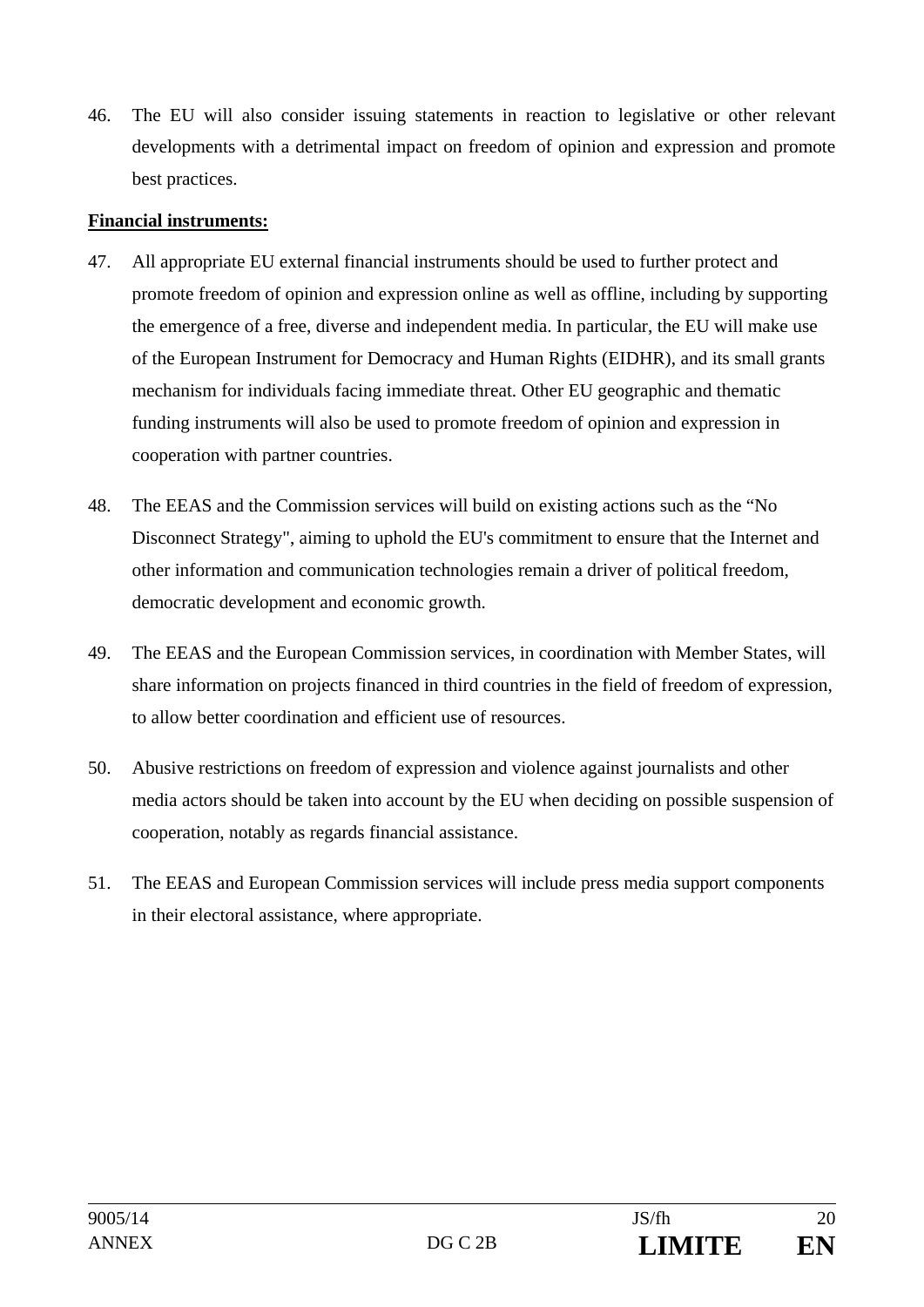46. The EU will also consider issuing statements in reaction to legislative or other relevant developments with a detrimental impact on freedom of opinion and expression and promote best practices.

**Financial instruments:**

47. All appropriate EU external financial instruments should be used to further protect and promote freedom of opinion and expression online as well as offline, including by supporting the emergence of a free, diverse and independent media. In particular, the EU will make use of the European Instrument for Democracy and Human Rights (EIDHR), and its small grants mechanism for individuals facing immediate threat. Other EU geographic and thematic funding instruments will also be used to promote freedom of opinion and expression in cooperation with partner countries.

48. The EEAS and the Commission services will build on existing actions such as the "No Disconnect Strategy", aiming to uphold the EU's commitment to ensure that the Internet and other information and communication technologies remain a driver of political freedom, democratic development and economic growth.

49. The EEAS and the European Commission services, in coordination with Member States, will share information on projects financed in third countries in the field of freedom of expression, to allow better coordination and efficient use of resources.

50. Abusive restrictions on freedom of expression and violence against journalists and other media actors should be taken into account by the EU when deciding on possible suspension of cooperation, notably as regards financial assistance.

51. The EEAS and European Commission services will include press media support components in their electoral assistance, where appropriate.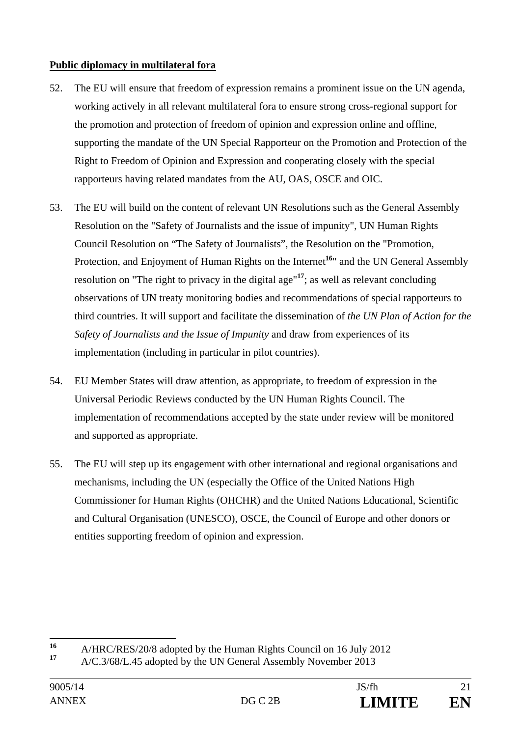**Public diplomacy in multilateral fora**

52. The EU will ensure that freedom of expression remains a prominent issue on the UN agenda, working actively in all relevant multilateral fora to ensure strong cross-regional support for the promotion and protection of freedom of opinion and expression online and offline, supporting the mandate of the UN Special Rapporteur on the Promotion and Protection of the Right to Freedom of Opinion and Expression and cooperating closely with the special rapporteurs having related mandates from the AU, OAS, OSCE and OIC.

53. The EU will build on the content of relevant UN Resolutions such as the General Assembly Resolution on the "Safety of Journalists and the issue of impunity", UN Human Rights Council Resolution on “The Safety of Journalists”, the Resolution on the "Promotion, Protection, and Enjoyment of Human Rights on the Internet[16]" and the UN General Assembly resolution on "The right to privacy in the digital age"[17]; as well as relevant concluding observations of UN treaty monitoring bodies and recommendations of special rapporteurs to third countries. It will support and facilitate the dissemination of *the UN Plan of Action for the Safety of Journalists and the Issue of Impunity* and draw from experiences of its implementation (including in particular in pilot countries).

54. EU Member States will draw attention, as appropriate, to freedom of expression in the Universal Periodic Reviews conducted by the UN Human Rights Council. The implementation of recommendations accepted by the state under review will be monitored and supported as appropriate.

55. The EU will step up its engagement with other international and regional organisations and mechanisms, including the UN (especially the Office of the United Nations High Commissioner for Human Rights (OHCHR) and the United Nations Educational, Scientific and Cultural Organisation (UNESCO), OSCE, the Council of Europe and other donors or entities supporting freedom of opinion and expression.

---

[16] A/HRC/RES/20/8 adopted by the Human Rights Council on 16 July 2012

[17] A/C.3/68/L.45 adopted by the UN General Assembly November 2013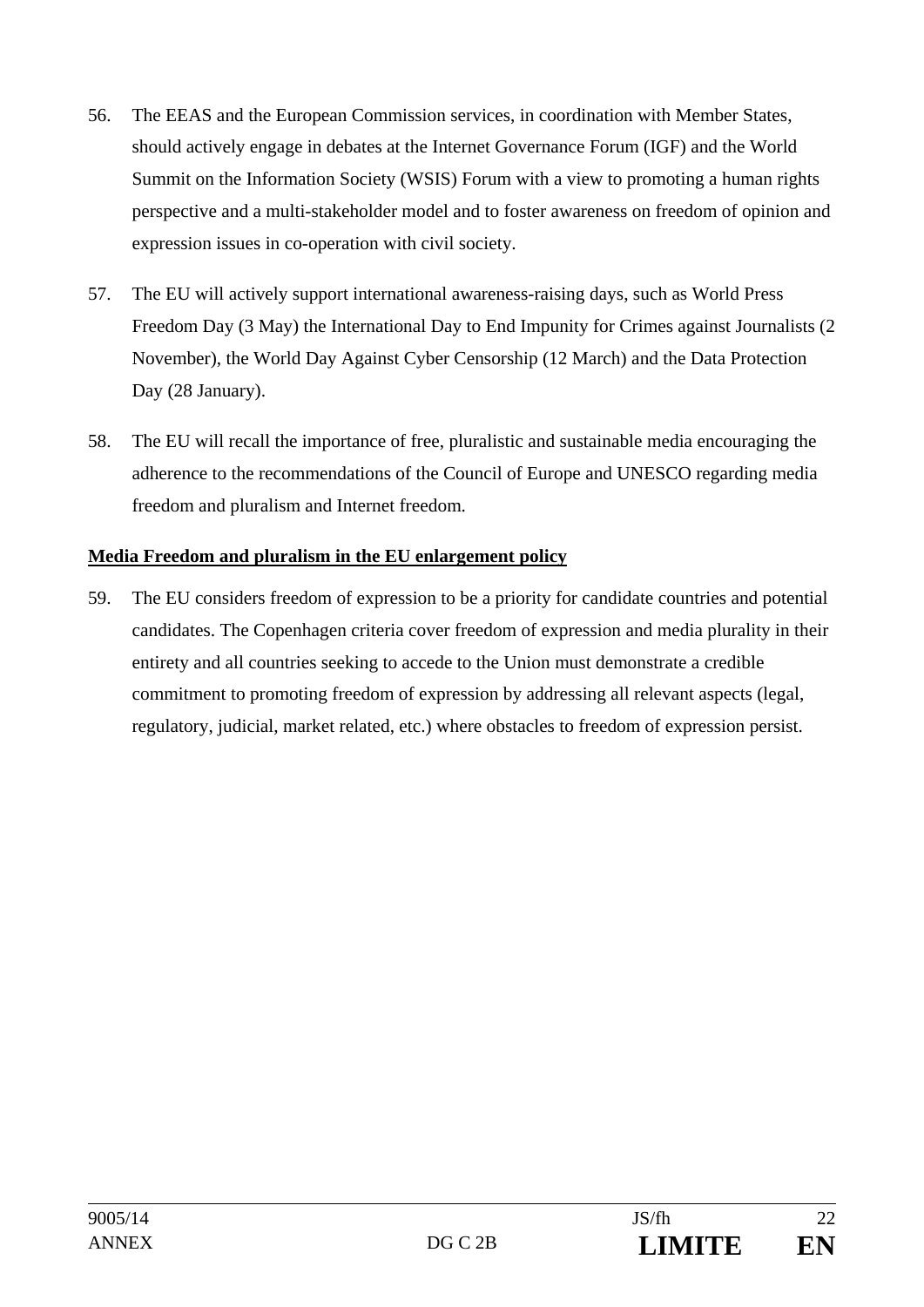56. The EEAS and the European Commission services, in coordination with Member States, should actively engage in debates at the Internet Governance Forum (IGF) and the World Summit on the Information Society (WSIS) Forum with a view to promoting a human rights perspective and a multi-stakeholder model and to foster awareness on freedom of opinion and expression issues in co-operation with civil society.

57. The EU will actively support international awareness-raising days, such as World Press Freedom Day (3 May) the International Day to End Impunity for Crimes against Journalists (2 November), the World Day Against Cyber Censorship (12 March) and the Data Protection Day (28 January).

58. The EU will recall the importance of free, pluralistic and sustainable media encouraging the adherence to the recommendations of the Council of Europe and UNESCO regarding media freedom and pluralism and Internet freedom.

**Media Freedom and pluralism in the EU enlargement policy**

59. The EU considers freedom of expression to be a priority for candidate countries and potential candidates. The Copenhagen criteria cover freedom of expression and media plurality in their entirety and all countries seeking to accede to the Union must demonstrate a credible commitment to promoting freedom of expression by addressing all relevant aspects (legal, regulatory, judicial, market related, etc.) where obstacles to freedom of expression persist.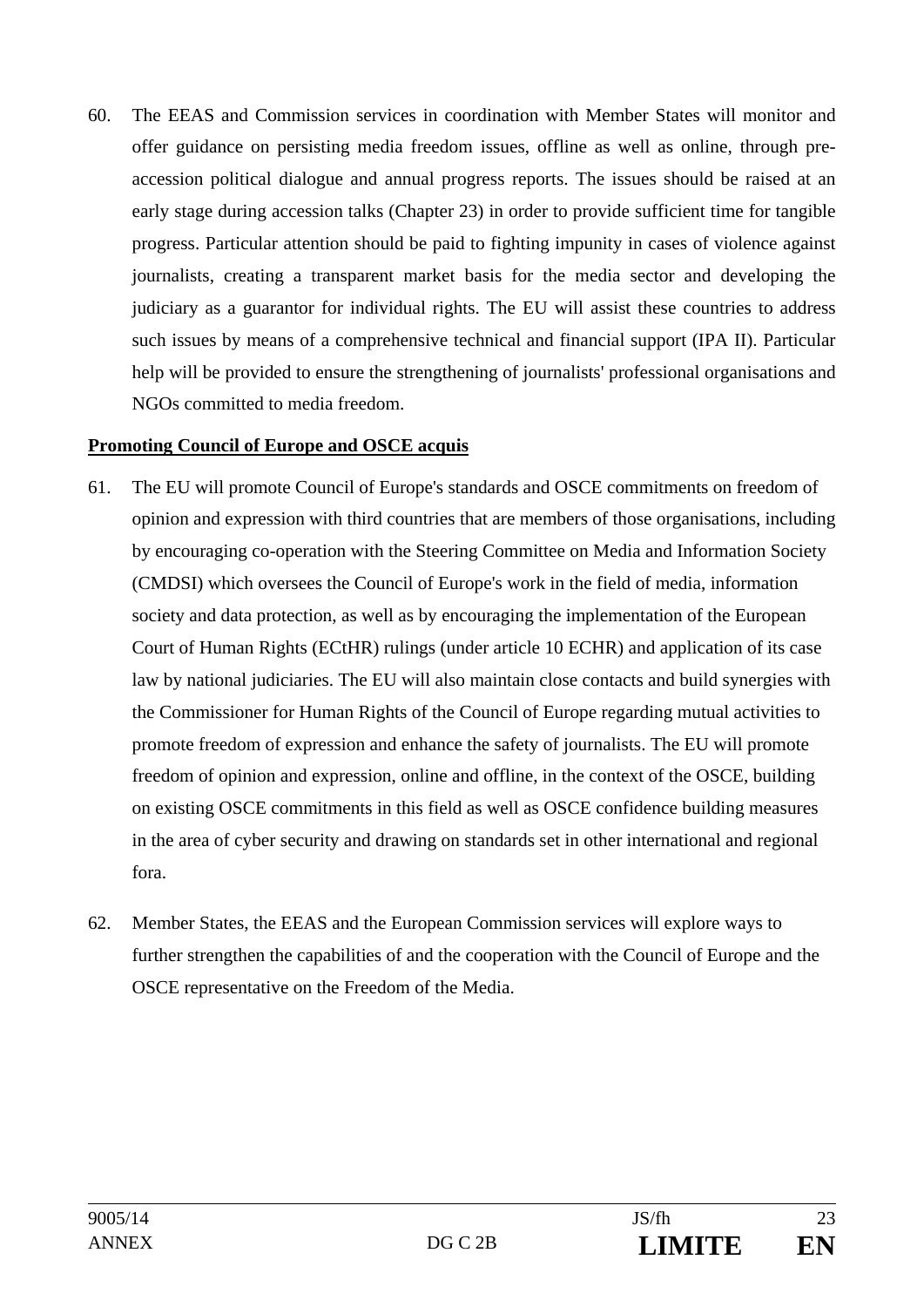60. The EEAS and Commission services in coordination with Member States will monitor and offer guidance on persisting media freedom issues, offline as well as online, through pre-accession political dialogue and annual progress reports. The issues should be raised at an early stage during accession talks (Chapter 23) in order to provide sufficient time for tangible progress. Particular attention should be paid to fighting impunity in cases of violence against journalists, creating a transparent market basis for the media sector and developing the judiciary as a guarantor for individual rights. The EU will assist these countries to address such issues by means of a comprehensive technical and financial support (IPA II). Particular help will be provided to ensure the strengthening of journalists' professional organisations and NGOs committed to media freedom.

**Promoting Council of Europe and OSCE acquis**

61. The EU will promote Council of Europe's standards and OSCE commitments on freedom of opinion and expression with third countries that are members of those organisations, including by encouraging co-operation with the Steering Committee on Media and Information Society (CMDSI) which oversees the Council of Europe's work in the field of media, information society and data protection, as well as by encouraging the implementation of the European Court of Human Rights (ECtHR) rulings (under article 10 ECHR) and application of its case law by national judiciaries. The EU will also maintain close contacts and build synergies with the Commissioner for Human Rights of the Council of Europe regarding mutual activities to promote freedom of expression and enhance the safety of journalists. The EU will promote freedom of opinion and expression, online and offline, in the context of the OSCE, building on existing OSCE commitments in this field as well as OSCE confidence building measures in the area of cyber security and drawing on standards set in other international and regional fora.

62. Member States, the EEAS and the European Commission services will explore ways to further strengthen the capabilities of and the cooperation with the Council of Europe and the OSCE representative on the Freedom of the Media.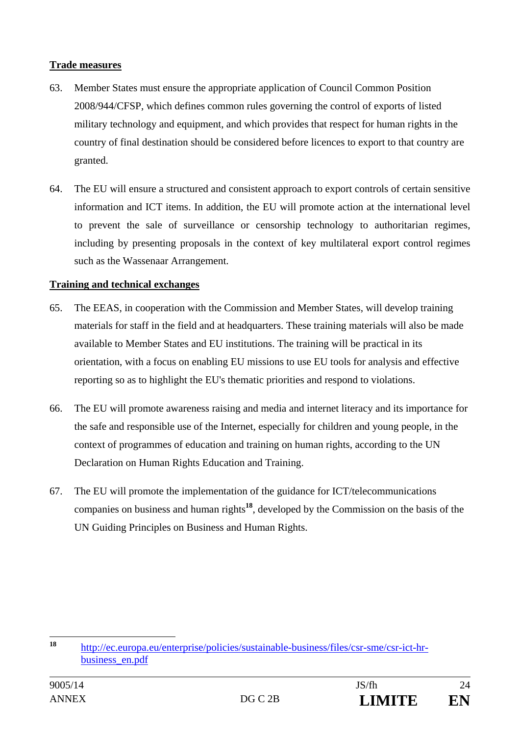**Trade measures**

63. Member States must ensure the appropriate application of Council Common Position 2008/944/CFSP, which defines common rules governing the control of exports of listed military technology and equipment, and which provides that respect for human rights in the country of final destination should be considered before licences to export to that country are granted.

64. The EU will ensure a structured and consistent approach to export controls of certain sensitive information and ICT items. In addition, the EU will promote action at the international level to prevent the sale of surveillance or censorship technology to authoritarian regimes, including by presenting proposals in the context of key multilateral export control regimes such as the Wassenaar Arrangement.

**Training and technical exchanges**

65. The EEAS, in cooperation with the Commission and Member States, will develop training materials for staff in the field and at headquarters. These training materials will also be made available to Member States and EU institutions. The training will be practical in its orientation, with a focus on enabling EU missions to use EU tools for analysis and effective reporting so as to highlight the EU's thematic priorities and respond to violations.

66. The EU will promote awareness raising and media and internet literacy and its importance for the safe and responsible use of the Internet, especially for children and young people, in the context of programmes of education and training on human rights, according to the UN Declaration on Human Rights Education and Training.

67. The EU will promote the implementation of the guidance for ICT/telecommunications companies on business and human rights[18], developed by the Commission on the basis of the UN Guiding Principles on Business and Human Rights.

---

[18] http://ec.europa.eu/enterprise/policies/sustainable-business/files/csr-sme/csr-ict-hr-business_en.pdf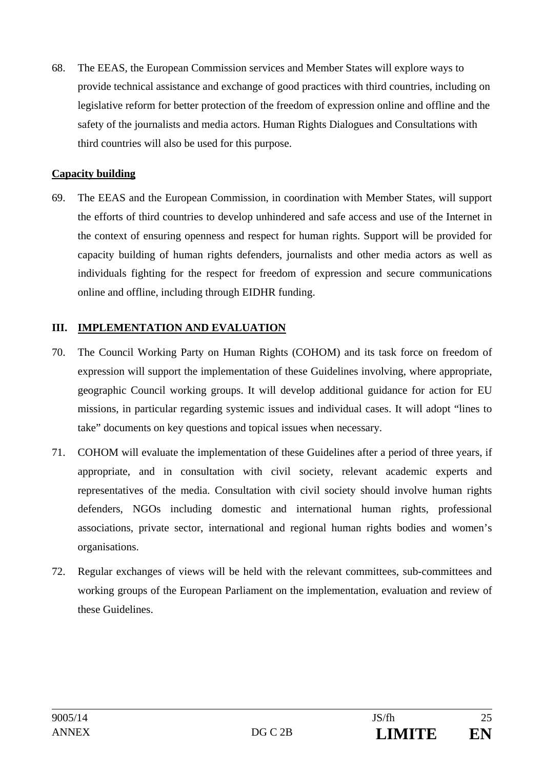68. The EEAS, the European Commission services and Member States will explore ways to provide technical assistance and exchange of good practices with third countries, including on legislative reform for better protection of the freedom of expression online and offline and the safety of the journalists and media actors. Human Rights Dialogues and Consultations with third countries will also be used for this purpose.

**Capacity building**

69. The EEAS and the European Commission, in coordination with Member States, will support the efforts of third countries to develop unhindered and safe access and use of the Internet in the context of ensuring openness and respect for human rights. Support will be provided for capacity building of human rights defenders, journalists and other media actors as well as individuals fighting for the respect for freedom of expression and secure communications online and offline, including through EIDHR funding.

## III. IMPLEMENTATION AND EVALUATION

70. The Council Working Party on Human Rights (COHOM) and its task force on freedom of expression will support the implementation of these Guidelines involving, where appropriate, geographic Council working groups. It will develop additional guidance for action for EU missions, in particular regarding systemic issues and individual cases. It will adopt "lines to take" documents on key questions and topical issues when necessary.

71. COHOM will evaluate the implementation of these Guidelines after a period of three years, if appropriate, and in consultation with civil society, relevant academic experts and representatives of the media. Consultation with civil society should involve human rights defenders, NGOs including domestic and international human rights, professional associations, private sector, international and regional human rights bodies and women's organisations.

72. Regular exchanges of views will be held with the relevant committees, sub-committees and working groups of the European Parliament on the implementation, evaluation and review of these Guidelines.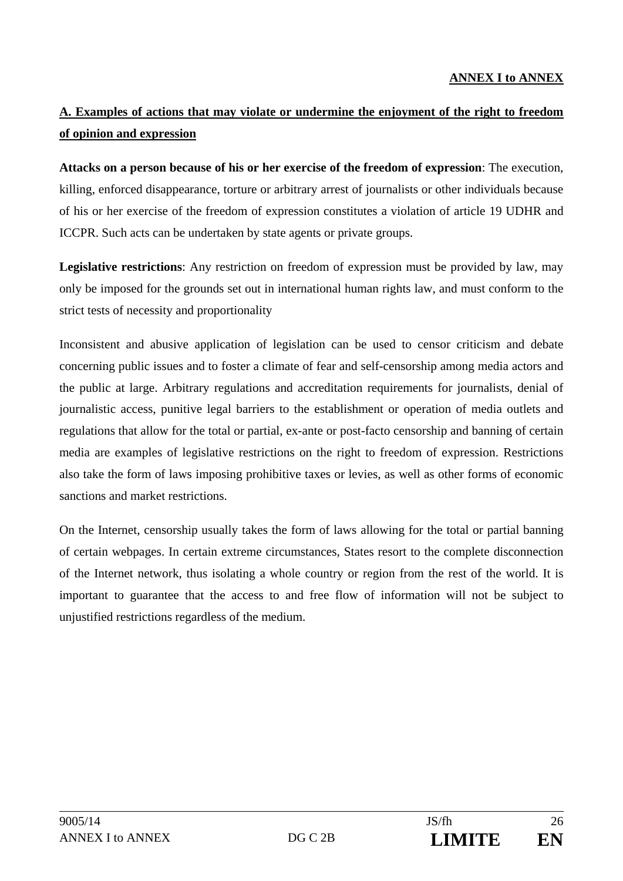**ANNEX I to ANNEX**

**A. Examples of actions that may violate or undermine the enjoyment of the right to freedom of opinion and expression**

**Attacks on a person because of his or her exercise of the freedom of expression**: The execution, killing, enforced disappearance, torture or arbitrary arrest of journalists or other individuals because of his or her exercise of the freedom of expression constitutes a violation of article 19 UDHR and ICCPR. Such acts can be undertaken by state agents or private groups.

**Legislative restrictions**: Any restriction on freedom of expression must be provided by law, may only be imposed for the grounds set out in international human rights law, and must conform to the strict tests of necessity and proportionality

Inconsistent and abusive application of legislation can be used to censor criticism and debate concerning public issues and to foster a climate of fear and self-censorship among media actors and the public at large. Arbitrary regulations and accreditation requirements for journalists, denial of journalistic access, punitive legal barriers to the establishment or operation of media outlets and regulations that allow for the total or partial, ex-ante or post-facto censorship and banning of certain media are examples of legislative restrictions on the right to freedom of expression. Restrictions also take the form of laws imposing prohibitive taxes or levies, as well as other forms of economic sanctions and market restrictions.

On the Internet, censorship usually takes the form of laws allowing for the total or partial banning of certain webpages. In certain extreme circumstances, States resort to the complete disconnection of the Internet network, thus isolating a whole country or region from the rest of the world. It is important to guarantee that the access to and free flow of information will not be subject to unjustified restrictions regardless of the medium.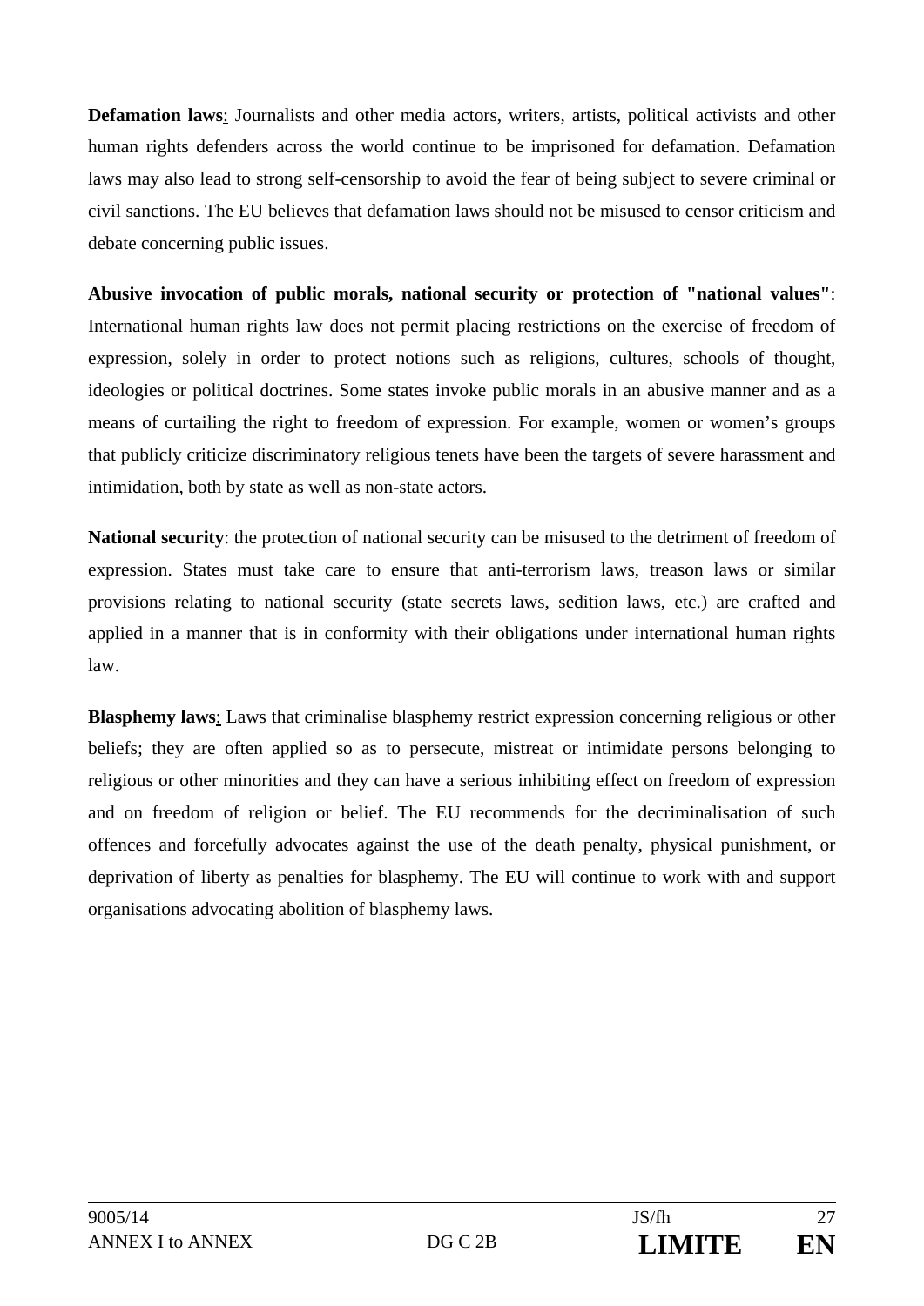**Defamation laws**: Journalists and other media actors, writers, artists, political activists and other human rights defenders across the world continue to be imprisoned for defamation. Defamation laws may also lead to strong self-censorship to avoid the fear of being subject to severe criminal or civil sanctions. The EU believes that defamation laws should not be misused to censor criticism and debate concerning public issues.

**Abusive invocation of public morals, national security or protection of "national values"**: International human rights law does not permit placing restrictions on the exercise of freedom of expression, solely in order to protect notions such as religions, cultures, schools of thought, ideologies or political doctrines. Some states invoke public morals in an abusive manner and as a means of curtailing the right to freedom of expression. For example, women or women's groups that publicly criticize discriminatory religious tenets have been the targets of severe harassment and intimidation, both by state as well as non-state actors.

**National security**: the protection of national security can be misused to the detriment of freedom of expression. States must take care to ensure that anti-terrorism laws, treason laws or similar provisions relating to national security (state secrets laws, sedition laws, etc.) are crafted and applied in a manner that is in conformity with their obligations under international human rights law.

**Blasphemy laws**: Laws that criminalise blasphemy restrict expression concerning religious or other beliefs; they are often applied so as to persecute, mistreat or intimidate persons belonging to religious or other minorities and they can have a serious inhibiting effect on freedom of expression and on freedom of religion or belief. The EU recommends for the decriminalisation of such offences and forcefully advocates against the use of the death penalty, physical punishment, or deprivation of liberty as penalties for blasphemy. The EU will continue to work with and support organisations advocating abolition of blasphemy laws.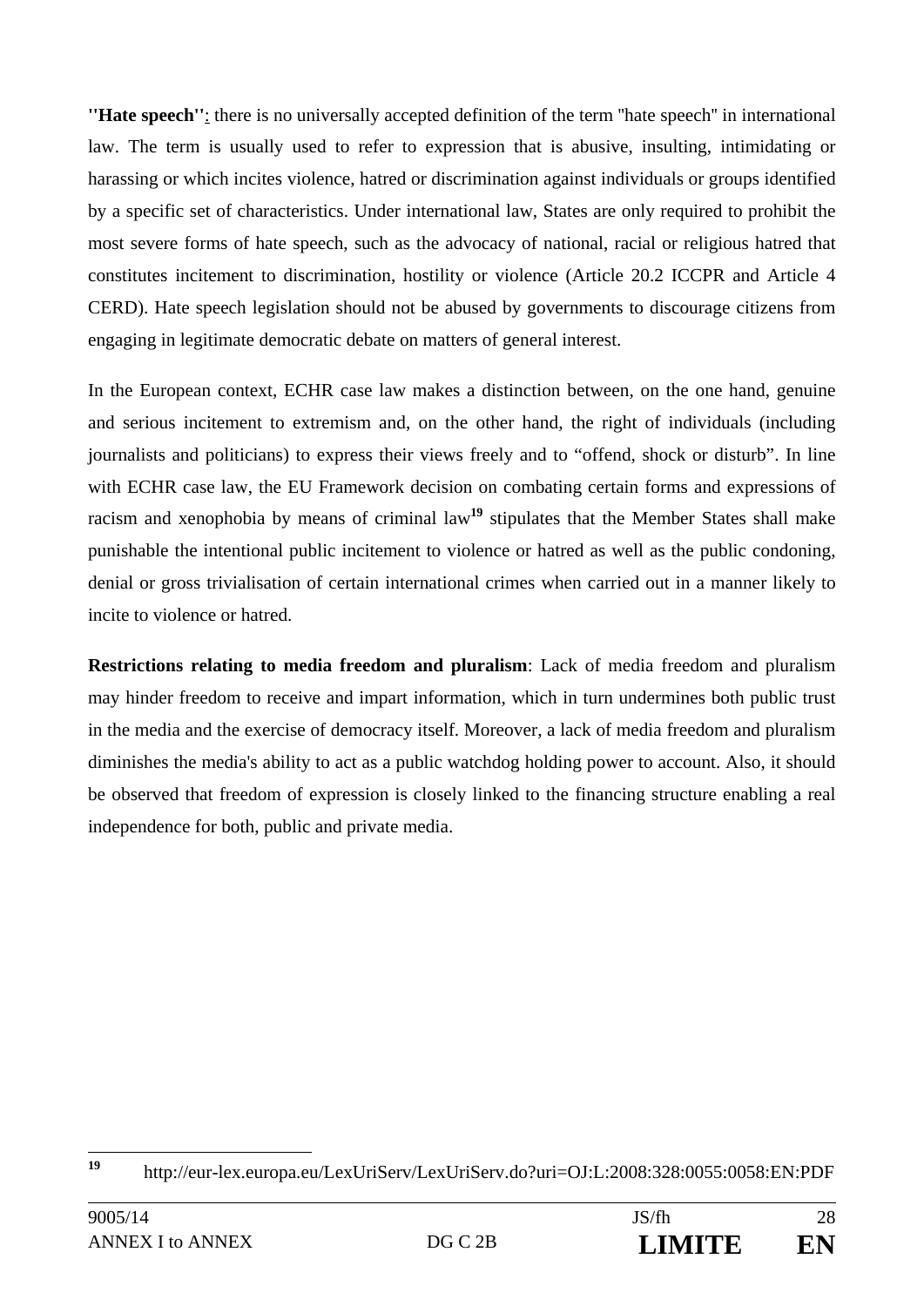**''Hate speech''**: there is no universally accepted definition of the term ''hate speech'' in international law. The term is usually used to refer to expression that is abusive, insulting, intimidating or harassing or which incites violence, hatred or discrimination against individuals or groups identified by a specific set of characteristics. Under international law, States are only required to prohibit the most severe forms of hate speech, such as the advocacy of national, racial or religious hatred that constitutes incitement to discrimination, hostility or violence (Article 20.2 ICCPR and Article 4 CERD). Hate speech legislation should not be abused by governments to discourage citizens from engaging in legitimate democratic debate on matters of general interest.

In the European context, ECHR case law makes a distinction between, on the one hand, genuine and serious incitement to extremism and, on the other hand, the right of individuals (including journalists and politicians) to express their views freely and to "offend, shock or disturb". In line with ECHR case law, the EU Framework decision on combating certain forms and expressions of racism and xenophobia by means of criminal law[19] stipulates that the Member States shall make punishable the intentional public incitement to violence or hatred as well as the public condoning, denial or gross trivialisation of certain international crimes when carried out in a manner likely to incite to violence or hatred.

**Restrictions relating to media freedom and pluralism**: Lack of media freedom and pluralism may hinder freedom to receive and impart information, which in turn undermines both public trust in the media and the exercise of democracy itself. Moreover, a lack of media freedom and pluralism diminishes the media's ability to act as a public watchdog holding power to account. Also, it should be observed that freedom of expression is closely linked to the financing structure enabling a real independence for both, public and private media.

---

[19] http://eur-lex.europa.eu/LexUriServ/LexUriServ.do?uri=OJ:L:2008:328:0055:0058:EN:PDF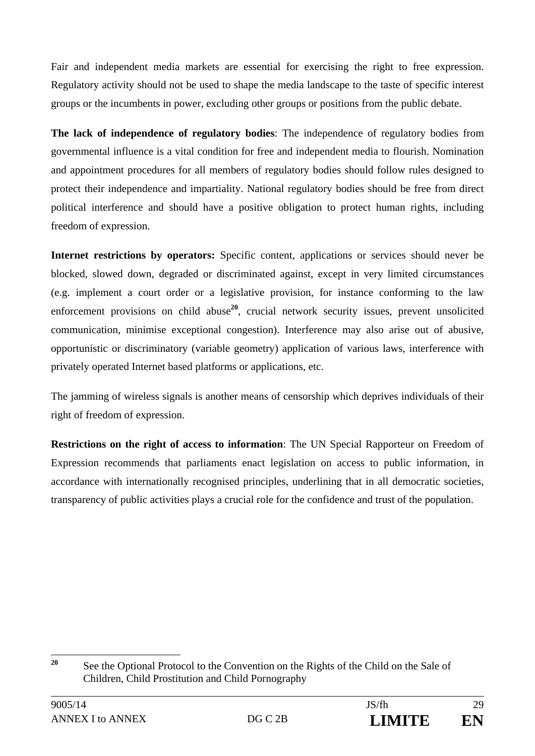Fair and independent media markets are essential for exercising the right to free expression. Regulatory activity should not be used to shape the media landscape to the taste of specific interest groups or the incumbents in power, excluding other groups or positions from the public debate.

**The lack of independence of regulatory bodies**: The independence of regulatory bodies from governmental influence is a vital condition for free and independent media to flourish. Nomination and appointment procedures for all members of regulatory bodies should follow rules designed to protect their independence and impartiality. National regulatory bodies should be free from direct political interference and should have a positive obligation to protect human rights, including freedom of expression.

**Internet restrictions by operators:** Specific content, applications or services should never be blocked, slowed down, degraded or discriminated against, except in very limited circumstances (e.g. implement a court order or a legislative provision, for instance conforming to the law enforcement provisions on child abuse[20], crucial network security issues, prevent unsolicited communication, minimise exceptional congestion). Interference may also arise out of abusive, opportunistic or discriminatory (variable geometry) application of various laws, interference with privately operated Internet based platforms or applications, etc.

The jamming of wireless signals is another means of censorship which deprives individuals of their right of freedom of expression.

**Restrictions on the right of access to information**: The UN Special Rapporteur on Freedom of Expression recommends that parliaments enact legislation on access to public information, in accordance with internationally recognised principles, underlining that in all democratic societies, transparency of public activities plays a crucial role for the confidence and trust of the population.

---

[20] See the Optional Protocol to the Convention on the Rights of the Child on the Sale of Children, Child Prostitution and Child Pornography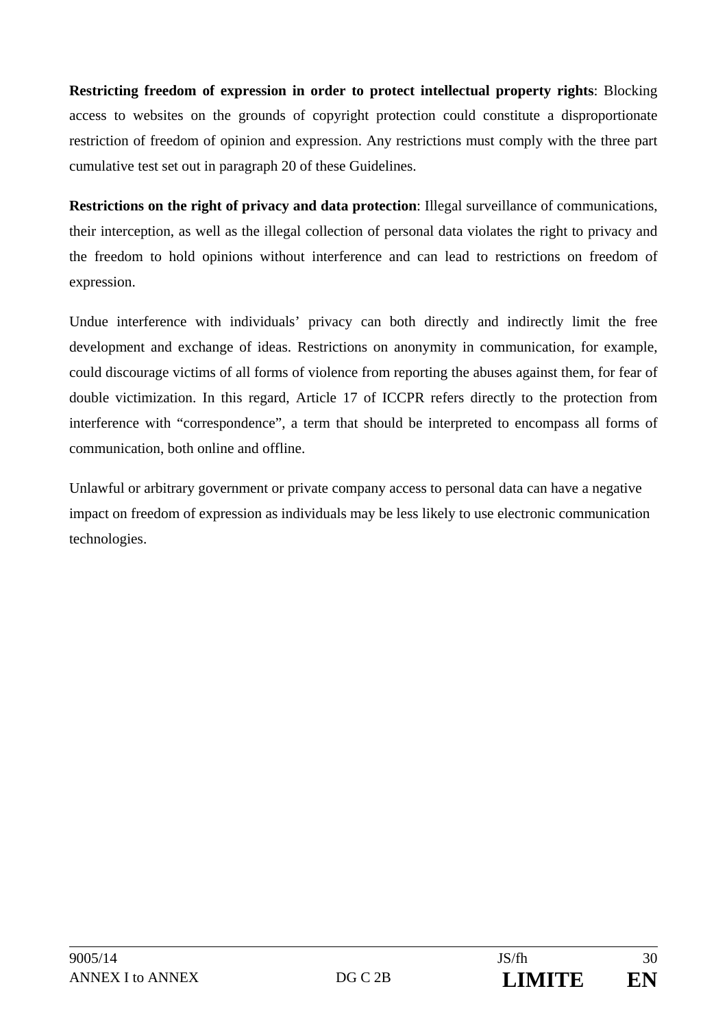**Restricting freedom of expression in order to protect intellectual property rights**: Blocking access to websites on the grounds of copyright protection could constitute a disproportionate restriction of freedom of opinion and expression. Any restrictions must comply with the three part cumulative test set out in paragraph 20 of these Guidelines.

**Restrictions on the right of privacy and data protection**: Illegal surveillance of communications, their interception, as well as the illegal collection of personal data violates the right to privacy and the freedom to hold opinions without interference and can lead to restrictions on freedom of expression.

Undue interference with individuals' privacy can both directly and indirectly limit the free development and exchange of ideas. Restrictions on anonymity in communication, for example, could discourage victims of all forms of violence from reporting the abuses against them, for fear of double victimization. In this regard, Article 17 of ICCPR refers directly to the protection from interference with "correspondence", a term that should be interpreted to encompass all forms of communication, both online and offline.

Unlawful or arbitrary government or private company access to personal data can have a negative impact on freedom of expression as individuals may be less likely to use electronic communication technologies.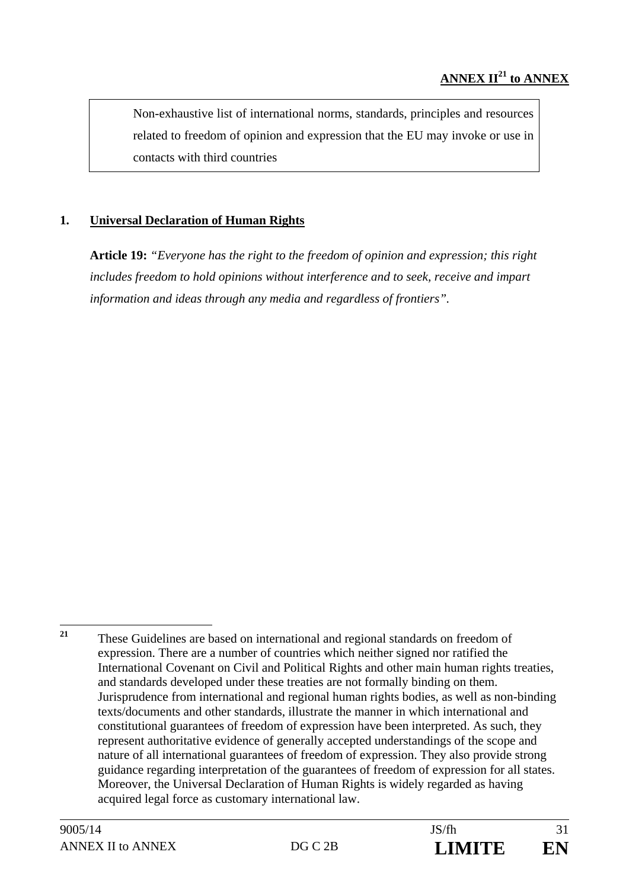**ANNEX II[21] to ANNEX**

Non-exhaustive list of international norms, standards, principles and resources related to freedom of opinion and expression that the EU may invoke or use in contacts with third countries

## 1. Universal Declaration of Human Rights

**Article 19:** *"Everyone has the right to the freedom of opinion and expression; this right includes freedom to hold opinions without interference and to seek, receive and impart information and ideas through any media and regardless of frontiers"*.

---

[21] These Guidelines are based on international and regional standards on freedom of expression. There are a number of countries which neither signed nor ratified the International Covenant on Civil and Political Rights and other main human rights treaties, and standards developed under these treaties are not formally binding on them. Jurisprudence from international and regional human rights bodies, as well as non-binding texts/documents and other standards, illustrate the manner in which international and constitutional guarantees of freedom of expression have been interpreted. As such, they represent authoritative evidence of generally accepted understandings of the scope and nature of all international guarantees of freedom of expression. They also provide strong guidance regarding interpretation of the guarantees of freedom of expression for all states. Moreover, the Universal Declaration of Human Rights is widely regarded as having acquired legal force as customary international law.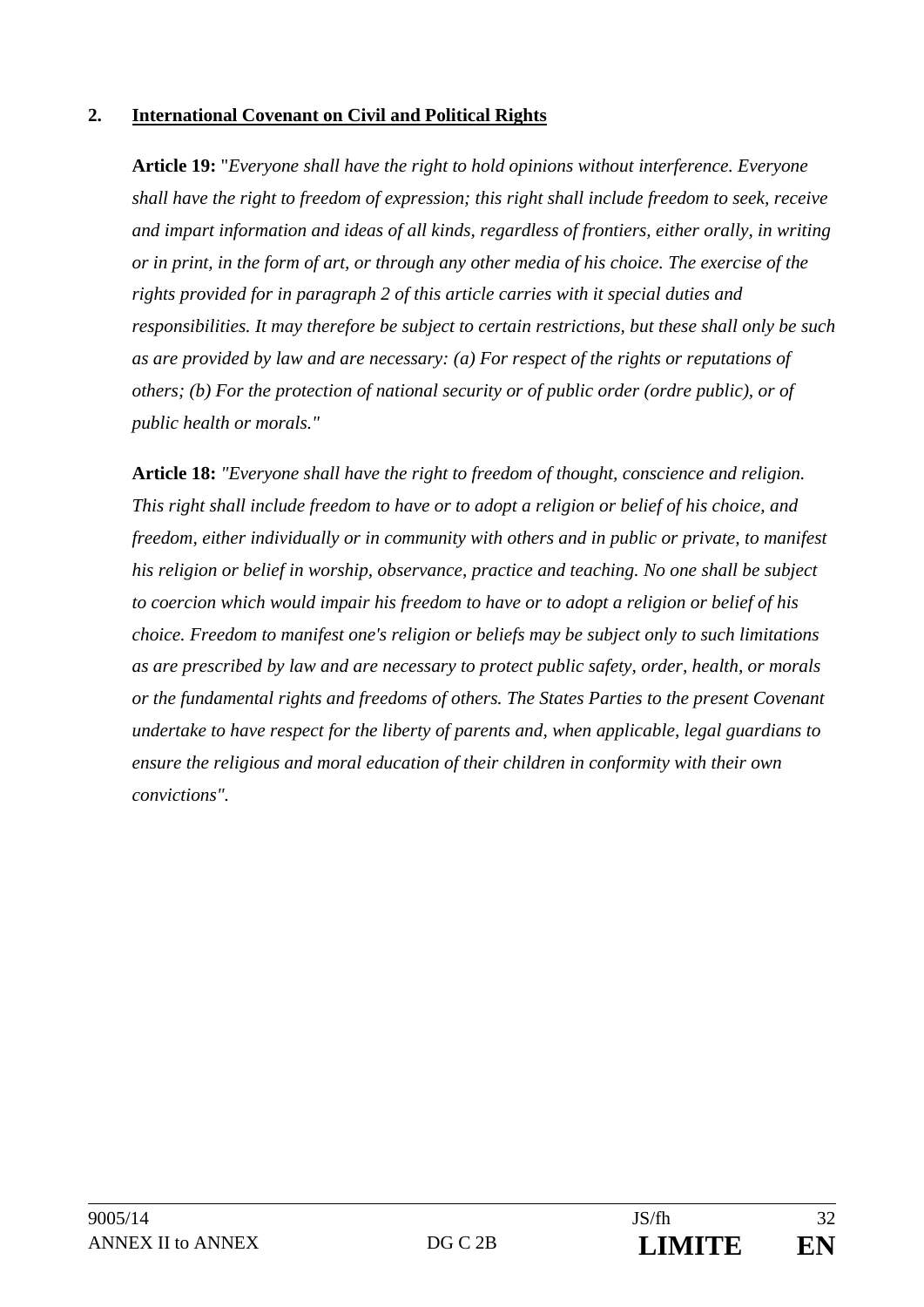**2. <u>International Covenant on Civil and Political Rights</u>**

**Article 19:** "*Everyone shall have the right to hold opinions without interference. Everyone shall have the right to freedom of expression; this right shall include freedom to seek, receive and impart information and ideas of all kinds, regardless of frontiers, either orally, in writing or in print, in the form of art, or through any other media of his choice. The exercise of the rights provided for in paragraph 2 of this article carries with it special duties and responsibilities. It may therefore be subject to certain restrictions, but these shall only be such as are provided by law and are necessary: (a) For respect of the rights or reputations of others; (b) For the protection of national security or of public order (ordre public), or of public health or morals."*

**Article 18:** *"Everyone shall have the right to freedom of thought, conscience and religion. This right shall include freedom to have or to adopt a religion or belief of his choice, and freedom, either individually or in community with others and in public or private, to manifest his religion or belief in worship, observance, practice and teaching. No one shall be subject to coercion which would impair his freedom to have or to adopt a religion or belief of his choice. Freedom to manifest one's religion or beliefs may be subject only to such limitations as are prescribed by law and are necessary to protect public safety, order, health, or morals or the fundamental rights and freedoms of others. The States Parties to the present Covenant undertake to have respect for the liberty of parents and, when applicable, legal guardians to ensure the religious and moral education of their children in conformity with their own convictions".*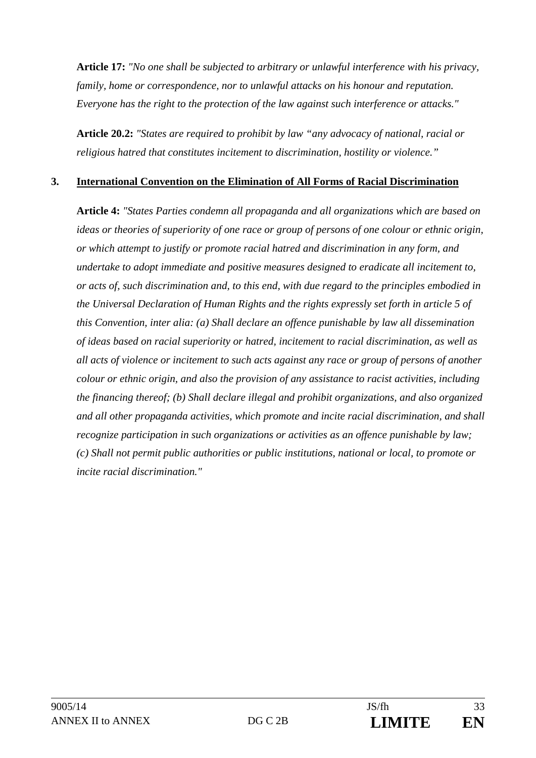**Article 17:** *"No one shall be subjected to arbitrary or unlawful interference with his privacy, family, home or correspondence, nor to unlawful attacks on his honour and reputation. Everyone has the right to the protection of the law against such interference or attacks."*

**Article 20.2:** *"States are required to prohibit by law "any advocacy of national, racial or religious hatred that constitutes incitement to discrimination, hostility or violence."*

**3. International Convention on the Elimination of All Forms of Racial Discrimination**

**Article 4:** *"States Parties condemn all propaganda and all organizations which are based on ideas or theories of superiority of one race or group of persons of one colour or ethnic origin, or which attempt to justify or promote racial hatred and discrimination in any form, and undertake to adopt immediate and positive measures designed to eradicate all incitement to, or acts of, such discrimination and, to this end, with due regard to the principles embodied in the Universal Declaration of Human Rights and the rights expressly set forth in article 5 of this Convention, inter alia: (a) Shall declare an offence punishable by law all dissemination of ideas based on racial superiority or hatred, incitement to racial discrimination, as well as all acts of violence or incitement to such acts against any race or group of persons of another colour or ethnic origin, and also the provision of any assistance to racist activities, including the financing thereof; (b) Shall declare illegal and prohibit organizations, and also organized and all other propaganda activities, which promote and incite racial discrimination, and shall recognize participation in such organizations or activities as an offence punishable by law; (c) Shall not permit public authorities or public institutions, national or local, to promote or incite racial discrimination."*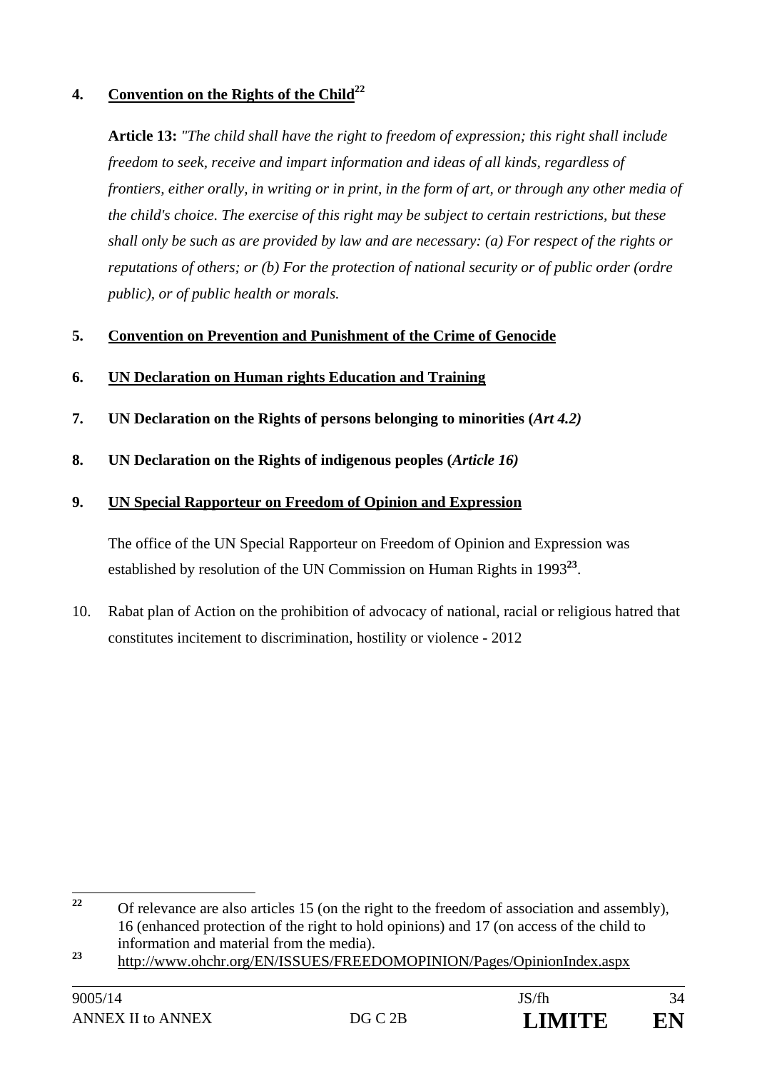**4. Convention on the Rights of the Child**[22]

**Article 13:** *"The child shall have the right to freedom of expression; this right shall include freedom to seek, receive and impart information and ideas of all kinds, regardless of frontiers, either orally, in writing or in print, in the form of art, or through any other media of the child's choice. The exercise of this right may be subject to certain restrictions, but these shall only be such as are provided by law and are necessary: (a) For respect of the rights or reputations of others; or (b) For the protection of national security or of public order (ordre public), or of public health or morals.*

**5. Convention on Prevention and Punishment of the Crime of Genocide**

**6. UN Declaration on Human rights Education and Training**

**7. UN Declaration on the Rights of persons belonging to minorities (*Art 4.2)***

**8. UN Declaration on the Rights of indigenous peoples (*Article 16)***

**9. UN Special Rapporteur on Freedom of Opinion and Expression**

The office of the UN Special Rapporteur on Freedom of Opinion and Expression was established by resolution of the UN Commission on Human Rights in 1993[23].

10. Rabat plan of Action on the prohibition of advocacy of national, racial or religious hatred that constitutes incitement to discrimination, hostility or violence - 2012

---

[22] Of relevance are also articles 15 (on the right to the freedom of association and assembly), 16 (enhanced protection of the right to hold opinions) and 17 (on access of the child to information and material from the media).

[23] http://www.ohchr.org/EN/ISSUES/FREEDOMOPINION/Pages/OpinionIndex.aspx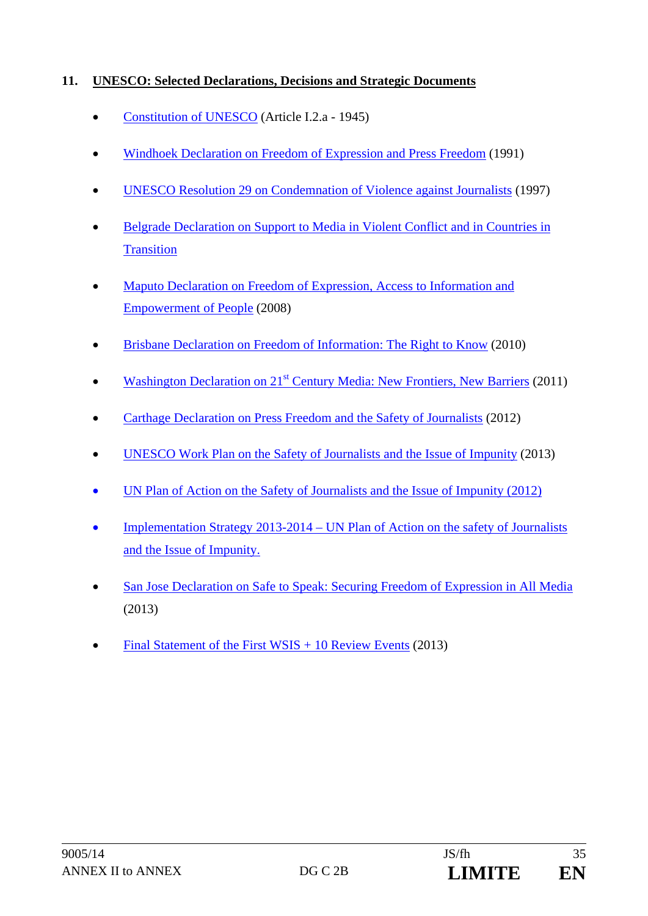## 11. UNESCO: Selected Declarations, Decisions and Strategic Documents

- Constitution of UNESCO (Article I.2.a - 1945)
- Windhoek Declaration on Freedom of Expression and Press Freedom (1991)
- UNESCO Resolution 29 on Condemnation of Violence against Journalists (1997)
- Belgrade Declaration on Support to Media in Violent Conflict and in Countries in Transition
- Maputo Declaration on Freedom of Expression, Access to Information and Empowerment of People (2008)
- Brisbane Declaration on Freedom of Information: The Right to Know (2010)
- Washington Declaration on 21st Century Media: New Frontiers, New Barriers (2011)
- Carthage Declaration on Press Freedom and the Safety of Journalists (2012)
- UNESCO Work Plan on the Safety of Journalists and the Issue of Impunity (2013)
- UN Plan of Action on the Safety of Journalists and the Issue of Impunity (2012)
- Implementation Strategy 2013-2014 – UN Plan of Action on the safety of Journalists and the Issue of Impunity.
- San Jose Declaration on Safe to Speak: Securing Freedom of Expression in All Media (2013)
- Final Statement of the First WSIS + 10 Review Events (2013)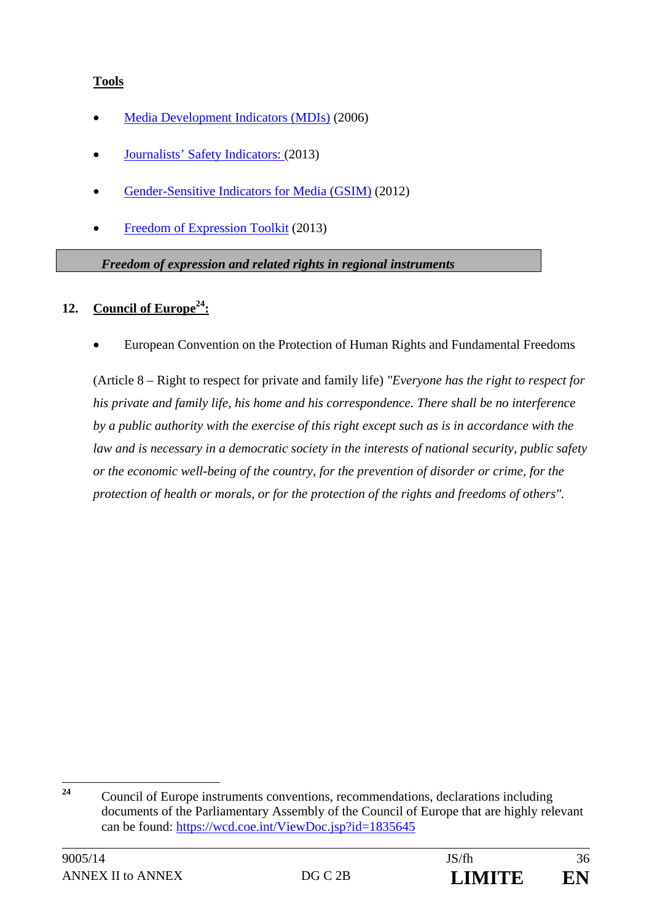**Tools**

- Media Development Indicators (MDIs) (2006)
- Journalists' Safety Indicators: (2013)
- Gender-Sensitive Indicators for Media (GSIM) (2012)
- Freedom of Expression Toolkit (2013)

***Freedom of expression and related rights in regional instruments***

**12. Council of Europe[24]:**

- European Convention on the Protection of Human Rights and Fundamental Freedoms

(Article 8 – Right to respect for private and family life) *"Everyone has the right to respect for his private and family life, his home and his correspondence. There shall be no interference by a public authority with the exercise of this right except such as is in accordance with the law and is necessary in a democratic society in the interests of national security, public safety or the economic well-being of the country, for the prevention of disorder or crime, for the protection of health or morals, or for the protection of the rights and freedoms of others".*

---

[24] Council of Europe instruments conventions, recommendations, declarations including documents of the Parliamentary Assembly of the Council of Europe that are highly relevant can be found: https://wcd.coe.int/ViewDoc.jsp?id=1835645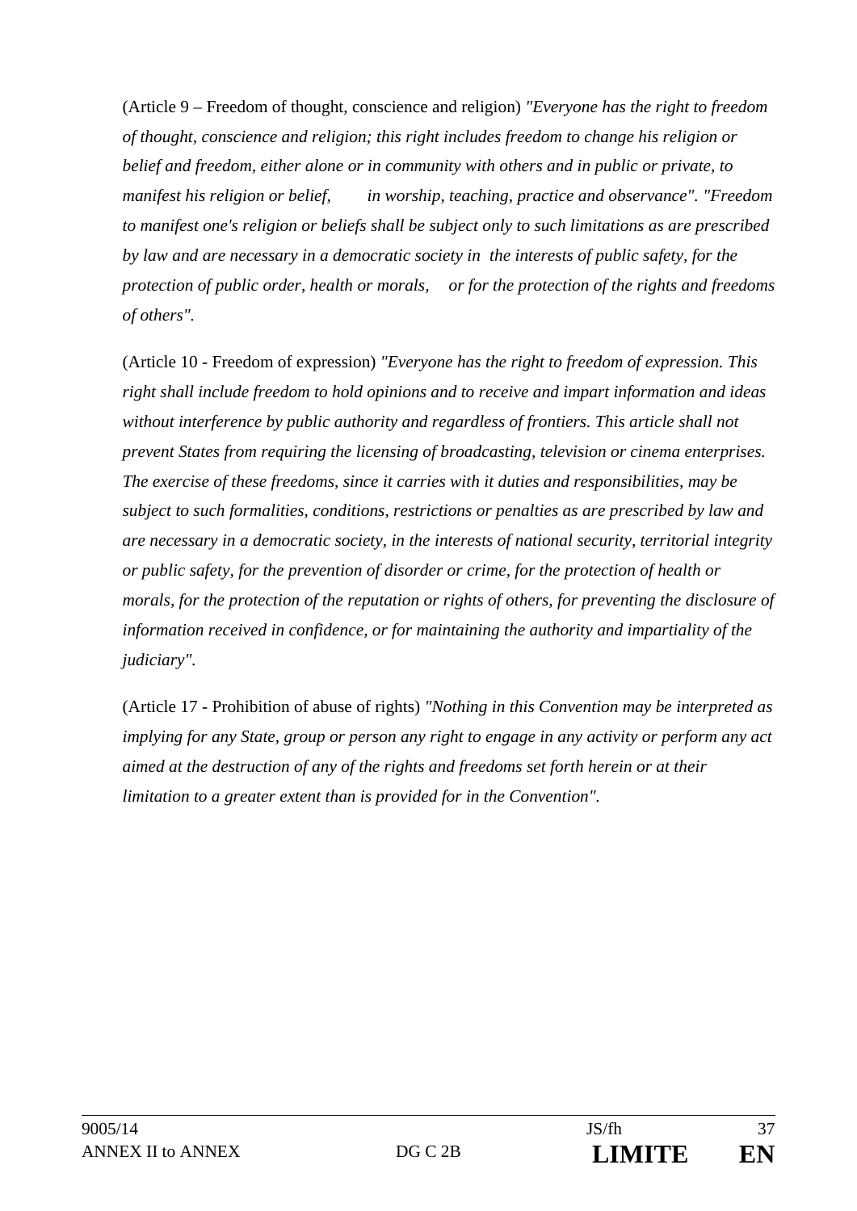(Article 9 – Freedom of thought, conscience and religion) *"Everyone has the right to freedom of thought, conscience and religion; this right includes freedom to change his religion or belief and freedom, either alone or in community with others and in public or private, to manifest his religion or belief, in worship, teaching, practice and observance". "Freedom to manifest one's religion or beliefs shall be subject only to such limitations as are prescribed by law and are necessary in a democratic society in the interests of public safety, for the protection of public order, health or morals, or for the protection of the rights and freedoms of others".*

(Article 10 - Freedom of expression) *"Everyone has the right to freedom of expression. This right shall include freedom to hold opinions and to receive and impart information and ideas without interference by public authority and regardless of frontiers. This article shall not prevent States from requiring the licensing of broadcasting, television or cinema enterprises. The exercise of these freedoms, since it carries with it duties and responsibilities, may be subject to such formalities, conditions, restrictions or penalties as are prescribed by law and are necessary in a democratic society, in the interests of national security, territorial integrity or public safety, for the prevention of disorder or crime, for the protection of health or morals, for the protection of the reputation or rights of others, for preventing the disclosure of information received in confidence, or for maintaining the authority and impartiality of the judiciary".*

(Article 17 - Prohibition of abuse of rights) *"Nothing in this Convention may be interpreted as implying for any State, group or person any right to engage in any activity or perform any act aimed at the destruction of any of the rights and freedoms set forth herein or at their limitation to a greater extent than is provided for in the Convention".*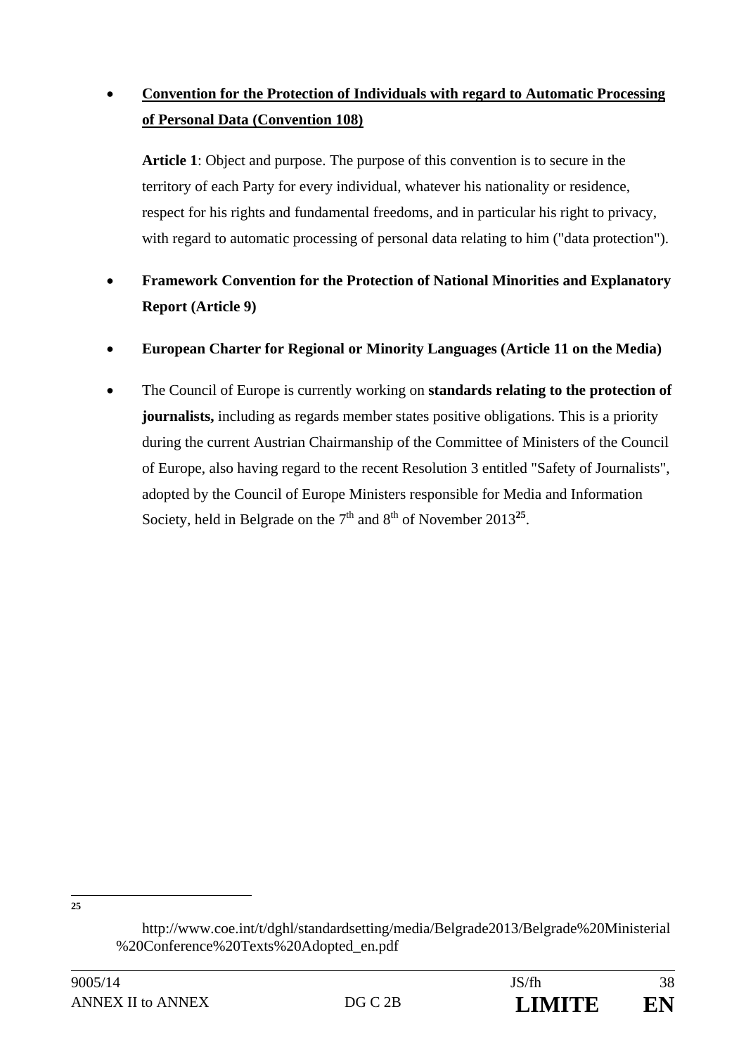- **Convention for the Protection of Individuals with regard to Automatic Processing of Personal Data (Convention 108)**

  **Article 1**: Object and purpose. The purpose of this convention is to secure in the territory of each Party for every individual, whatever his nationality or residence, respect for his rights and fundamental freedoms, and in particular his right to privacy, with regard to automatic processing of personal data relating to him ("data protection").

- **Framework Convention for the Protection of National Minorities and Explanatory Report (Article 9)**

- **European Charter for Regional or Minority Languages (Article 11 on the Media)**

- The Council of Europe is currently working on **standards relating to the protection of journalists,** including as regards member states positive obligations. This is a priority during the current Austrian Chairmanship of the Committee of Ministers of the Council of Europe, also having regard to the recent Resolution 3 entitled "Safety of Journalists", adopted by the Council of Europe Ministers responsible for Media and Information Society, held in Belgrade on the 7th and 8th of November 2013[25].

---

[25] http://www.coe.int/t/dghl/standardsetting/media/Belgrade2013/Belgrade%20Ministerial%20Conference%20Texts%20Adopted_en.pdf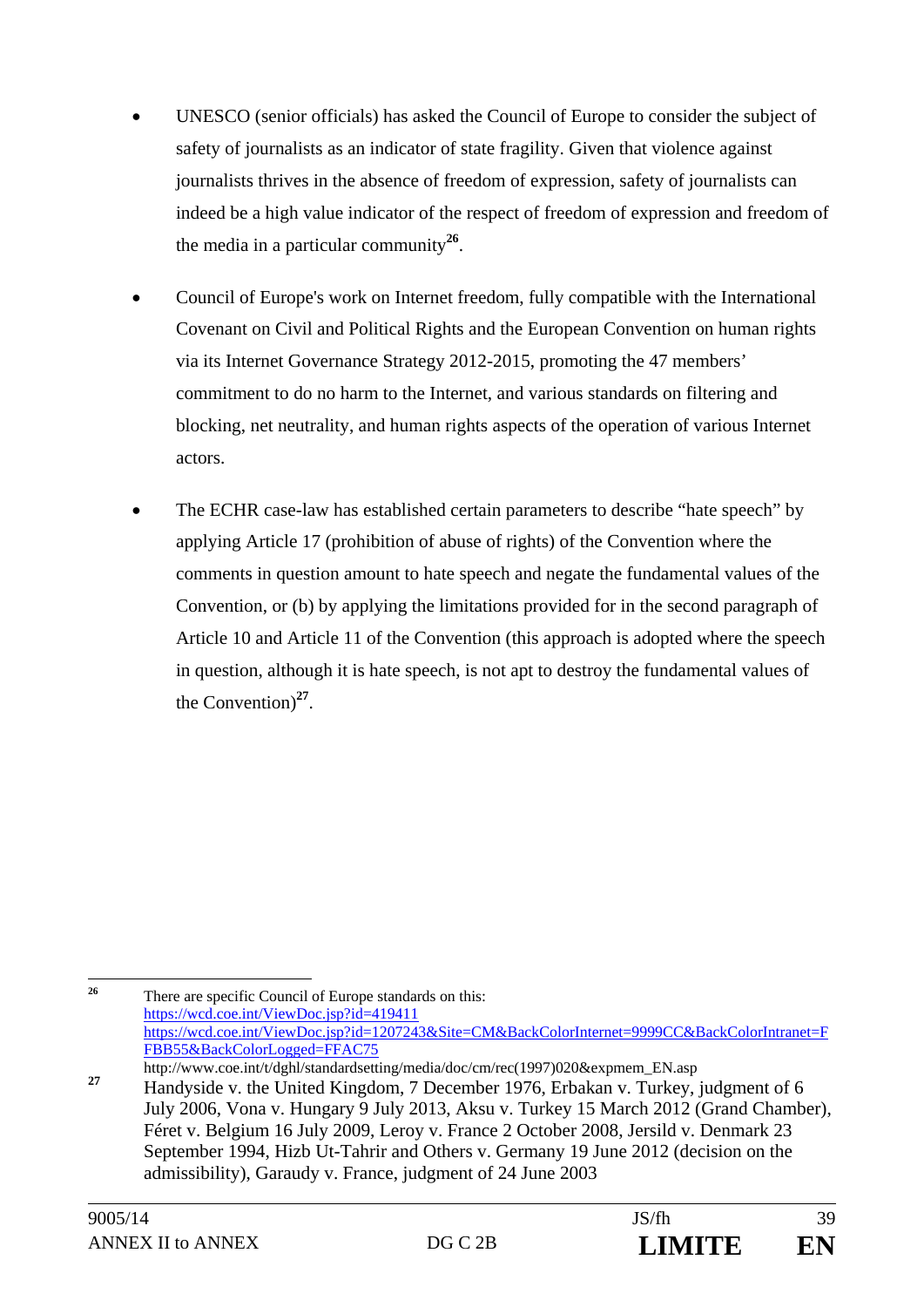- UNESCO (senior officials) has asked the Council of Europe to consider the subject of safety of journalists as an indicator of state fragility. Given that violence against journalists thrives in the absence of freedom of expression, safety of journalists can indeed be a high value indicator of the respect of freedom of expression and freedom of the media in a particular community[26].

- Council of Europe's work on Internet freedom, fully compatible with the International Covenant on Civil and Political Rights and the European Convention on human rights via its Internet Governance Strategy 2012-2015, promoting the 47 members' commitment to do no harm to the Internet, and various standards on filtering and blocking, net neutrality, and human rights aspects of the operation of various Internet actors.

- The ECHR case-law has established certain parameters to describe "hate speech" by applying Article 17 (prohibition of abuse of rights) of the Convention where the comments in question amount to hate speech and negate the fundamental values of the Convention, or (b) by applying the limitations provided for in the second paragraph of Article 10 and Article 11 of the Convention (this approach is adopted where the speech in question, although it is hate speech, is not apt to destroy the fundamental values of the Convention)[27].

---

[26] There are specific Council of Europe standards on this:
https://wcd.coe.int/ViewDoc.jsp?id=419411
https://wcd.coe.int/ViewDoc.jsp?id=1207243&Site=CM&BackColorInternet=9999CC&BackColorIntranet=FFBB55&BackColorLogged=FFAC75
http://www.coe.int/t/dghl/standardsetting/media/doc/cm/rec(1997)020&expmem_EN.asp

[27] Handyside v. the United Kingdom, 7 December 1976, Erbakan v. Turkey, judgment of 6 July 2006, Vona v. Hungary 9 July 2013, Aksu v. Turkey 15 March 2012 (Grand Chamber), Féret v. Belgium 16 July 2009, Leroy v. France 2 October 2008, Jersild v. Denmark 23 September 1994, Hizb Ut-Tahrir and Others v. Germany 19 June 2012 (decision on the admissibility), Garaudy v. France, judgment of 24 June 2003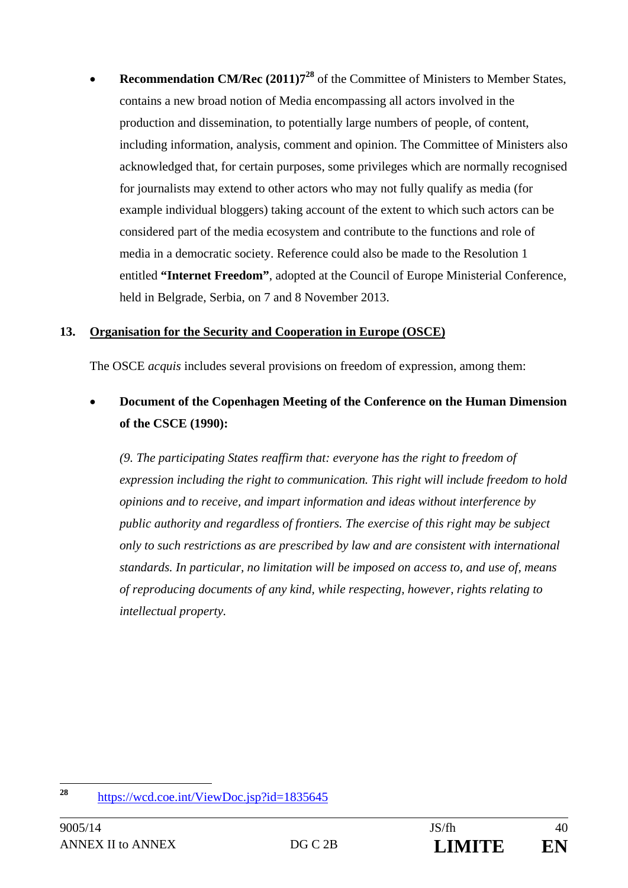- **Recommendation CM/Rec (2011)7**[28] of the Committee of Ministers to Member States, contains a new broad notion of Media encompassing all actors involved in the production and dissemination, to potentially large numbers of people, of content, including information, analysis, comment and opinion. The Committee of Ministers also acknowledged that, for certain purposes, some privileges which are normally recognised for journalists may extend to other actors who may not fully qualify as media (for example individual bloggers) taking account of the extent to which such actors can be considered part of the media ecosystem and contribute to the functions and role of media in a democratic society. Reference could also be made to the Resolution 1 entitled **"Internet Freedom"**, adopted at the Council of Europe Ministerial Conference, held in Belgrade, Serbia, on 7 and 8 November 2013.

## 13. Organisation for the Security and Cooperation in Europe (OSCE)

The OSCE *acquis* includes several provisions on freedom of expression, among them:

- **Document of the Copenhagen Meeting of the Conference on the Human Dimension of the CSCE (1990):**

  *(9. The participating States reaffirm that: everyone has the right to freedom of expression including the right to communication. This right will include freedom to hold opinions and to receive, and impart information and ideas without interference by public authority and regardless of frontiers. The exercise of this right may be subject only to such restrictions as are prescribed by law and are consistent with international standards. In particular, no limitation will be imposed on access to, and use of, means of reproducing documents of any kind, while respecting, however, rights relating to intellectual property.*

---

[28] https://wcd.coe.int/ViewDoc.jsp?id=1835645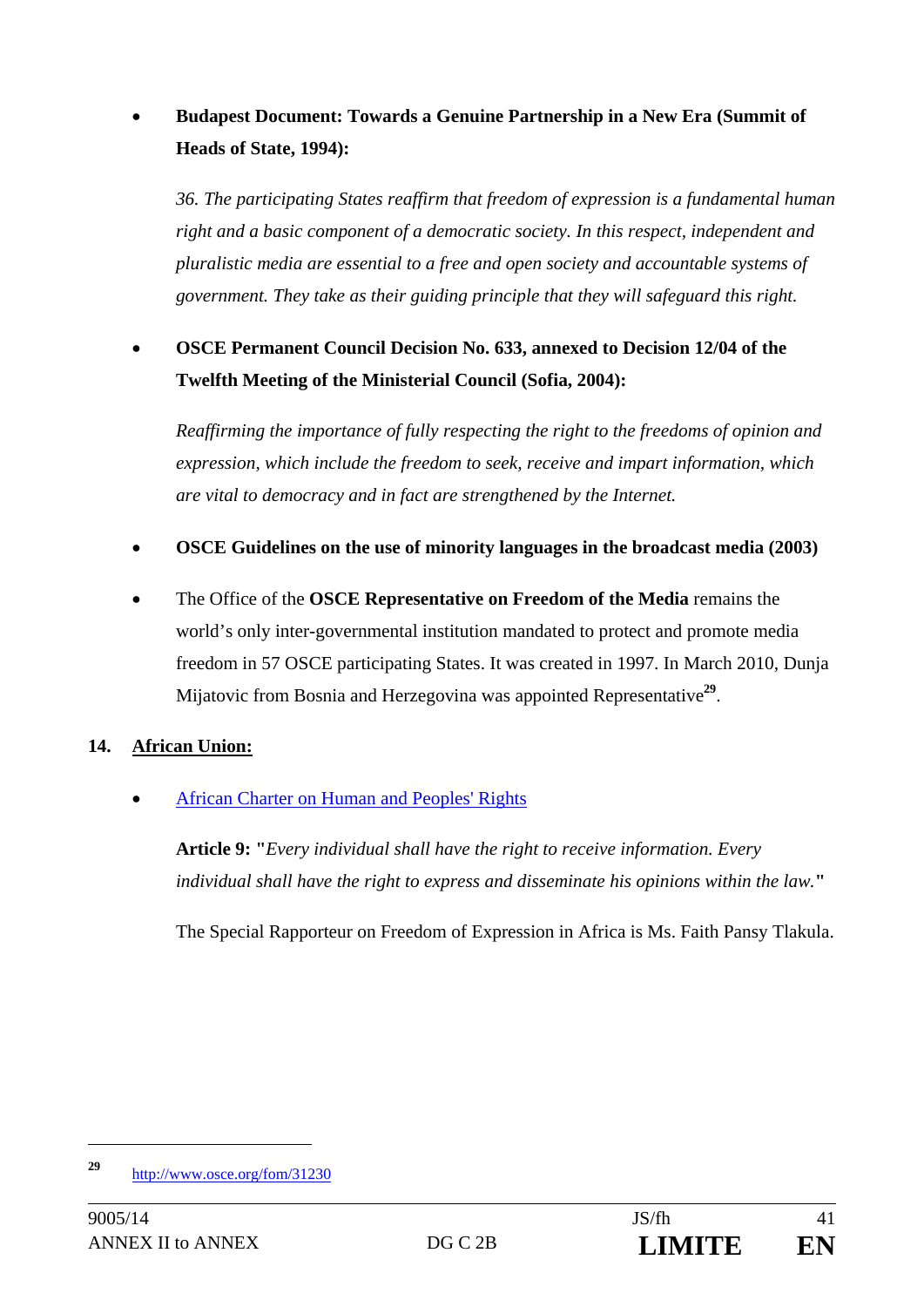- **Budapest Document: Towards a Genuine Partnership in a New Era (Summit of Heads of State, 1994):**

  *36. The participating States reaffirm that freedom of expression is a fundamental human right and a basic component of a democratic society. In this respect, independent and pluralistic media are essential to a free and open society and accountable systems of government. They take as their guiding principle that they will safeguard this right.*

- **OSCE Permanent Council Decision No. 633, annexed to Decision 12/04 of the Twelfth Meeting of the Ministerial Council (Sofia, 2004):**

  *Reaffirming the importance of fully respecting the right to the freedoms of opinion and expression, which include the freedom to seek, receive and impart information, which are vital to democracy and in fact are strengthened by the Internet.*

- **OSCE Guidelines on the use of minority languages in the broadcast media (2003)**

- The Office of the **OSCE Representative on Freedom of the Media** remains the world's only inter-governmental institution mandated to protect and promote media freedom in 57 OSCE participating States. It was created in 1997. In March 2010, Dunja Mijatovic from Bosnia and Herzegovina was appointed Representative[29].

## 14. African Union:

- African Charter on Human and Peoples' Rights

  **Article 9: "***Every individual shall have the right to receive information. Every individual shall have the right to express and disseminate his opinions within the law.***"**

  The Special Rapporteur on Freedom of Expression in Africa is Ms. Faith Pansy Tlakula.

---

[29] http://www.osce.org/fom/31230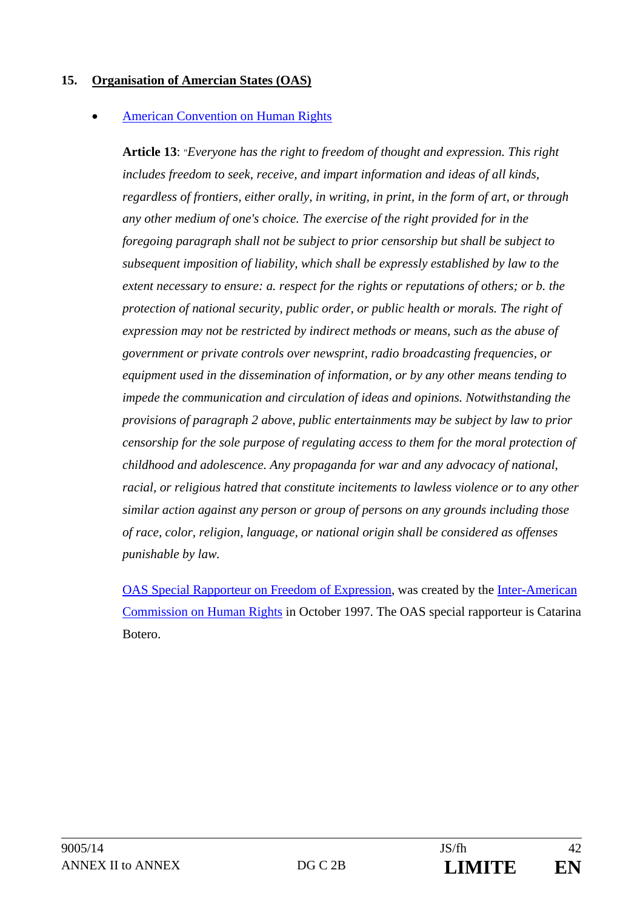## 15. **<u>Organisation of Amercian States (OAS)</u>**

- American Convention on Human Rights

  **Article 13**: "*Everyone has the right to freedom of thought and expression. This right includes freedom to seek, receive, and impart information and ideas of all kinds, regardless of frontiers, either orally, in writing, in print, in the form of art, or through any other medium of one's choice. The exercise of the right provided for in the foregoing paragraph shall not be subject to prior censorship but shall be subject to subsequent imposition of liability, which shall be expressly established by law to the extent necessary to ensure: a. respect for the rights or reputations of others; or b. the protection of national security, public order, or public health or morals. The right of expression may not be restricted by indirect methods or means, such as the abuse of government or private controls over newsprint, radio broadcasting frequencies, or equipment used in the dissemination of information, or by any other means tending to impede the communication and circulation of ideas and opinions. Notwithstanding the provisions of paragraph 2 above, public entertainments may be subject by law to prior censorship for the sole purpose of regulating access to them for the moral protection of childhood and adolescence. Any propaganda for war and any advocacy of national, racial, or religious hatred that constitute incitements to lawless violence or to any other similar action against any person or group of persons on any grounds including those of race, color, religion, language, or national origin shall be considered as offenses punishable by law.*

  OAS Special Rapporteur on Freedom of Expression, was created by the Inter-American Commission on Human Rights in October 1997. The OAS special rapporteur is Catarina Botero.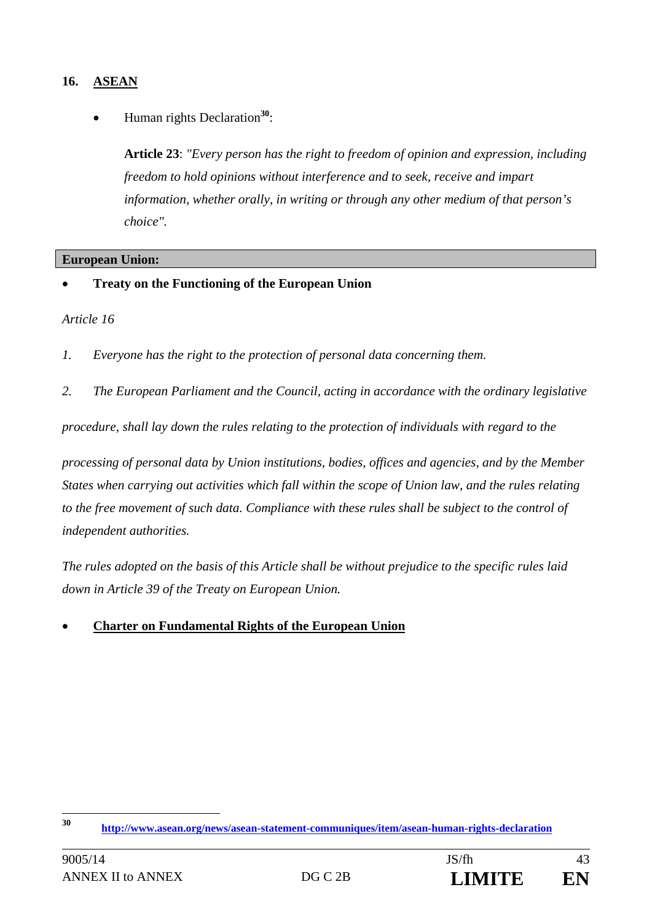## 16. ASEAN

- Human rights Declaration[30]:

  **Article 23**: *"Every person has the right to freedom of opinion and expression, including freedom to hold opinions without interference and to seek, receive and impart information, whether orally, in writing or through any other medium of that person's choice".*

**European Union:**

- **Treaty on the Functioning of the European Union**

*Article 16*

*1. Everyone has the right to the protection of personal data concerning them.*

*2. The European Parliament and the Council, acting in accordance with the ordinary legislative procedure, shall lay down the rules relating to the protection of individuals with regard to the processing of personal data by Union institutions, bodies, offices and agencies, and by the Member States when carrying out activities which fall within the scope of Union law, and the rules relating to the free movement of such data. Compliance with these rules shall be subject to the control of independent authorities.*

*The rules adopted on the basis of this Article shall be without prejudice to the specific rules laid down in Article 39 of the Treaty on European Union.*

- **Charter on Fundamental Rights of the European Union**

---

[30] http://www.asean.org/news/asean-statement-communiques/item/asean-human-rights-declaration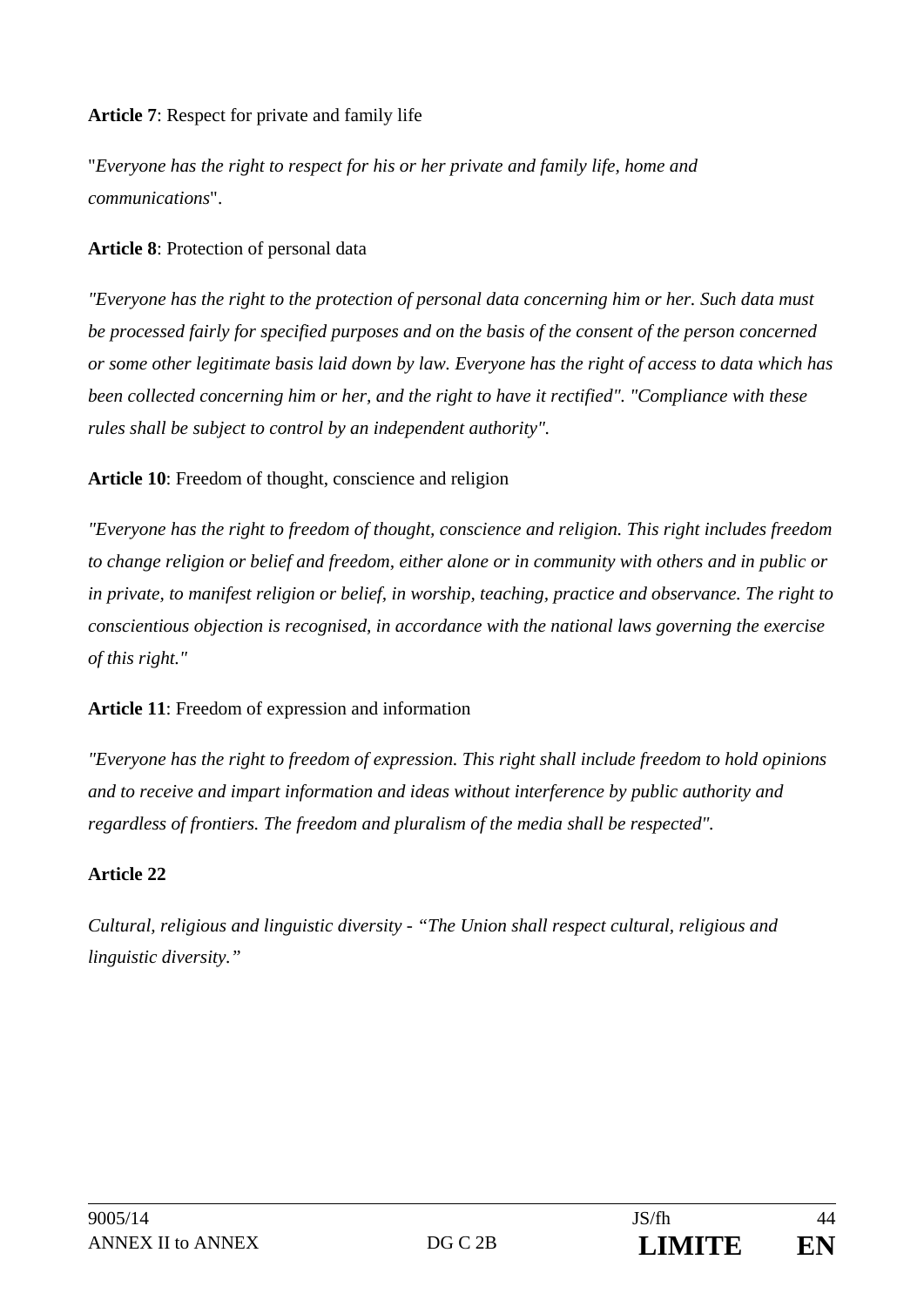**Article 7**: Respect for private and family life

"*Everyone has the right to respect for his or her private and family life, home and communications*".

**Article 8**: Protection of personal data

*"Everyone has the right to the protection of personal data concerning him or her. Such data must be processed fairly for specified purposes and on the basis of the consent of the person concerned or some other legitimate basis laid down by law. Everyone has the right of access to data which has been collected concerning him or her, and the right to have it rectified". "Compliance with these rules shall be subject to control by an independent authority".*

**Article 10**: Freedom of thought, conscience and religion

*"Everyone has the right to freedom of thought, conscience and religion. This right includes freedom to change religion or belief and freedom, either alone or in community with others and in public or in private, to manifest religion or belief, in worship, teaching, practice and observance. The right to conscientious objection is recognised, in accordance with the national laws governing the exercise of this right."*

**Article 11**: Freedom of expression and information

*"Everyone has the right to freedom of expression. This right shall include freedom to hold opinions and to receive and impart information and ideas without interference by public authority and regardless of frontiers. The freedom and pluralism of the media shall be respected".*

**Article 22**

*Cultural, religious and linguistic diversity - "The Union shall respect cultural, religious and linguistic diversity."*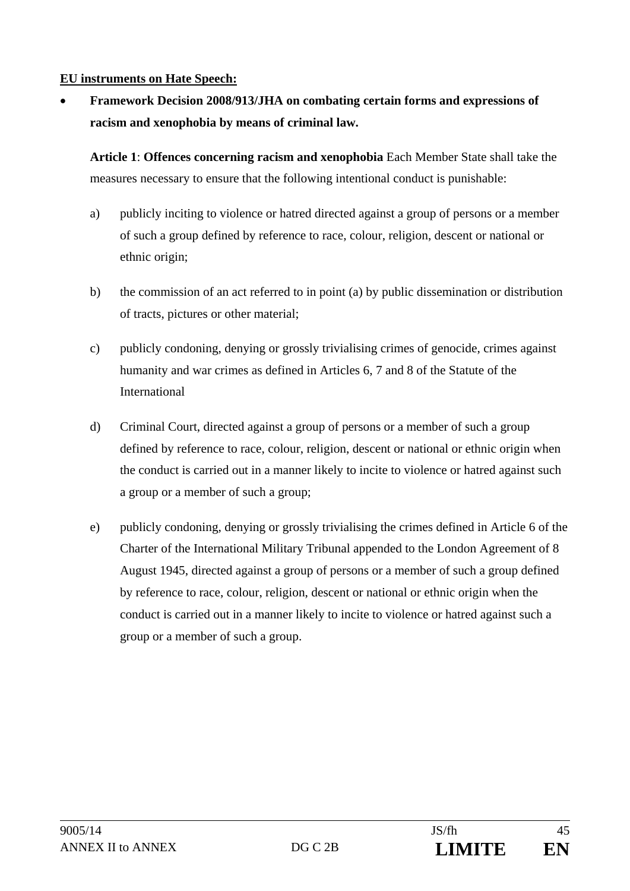**EU instruments on Hate Speech:**

- **Framework Decision 2008/913/JHA on combating certain forms and expressions of racism and xenophobia by means of criminal law.**

  **Article 1**: **Offences concerning racism and xenophobia** Each Member State shall take the measures necessary to ensure that the following intentional conduct is punishable:

  a) publicly inciting to violence or hatred directed against a group of persons or a member of such a group defined by reference to race, colour, religion, descent or national or ethnic origin;

  b) the commission of an act referred to in point (a) by public dissemination or distribution of tracts, pictures or other material;

  c) publicly condoning, denying or grossly trivialising crimes of genocide, crimes against humanity and war crimes as defined in Articles 6, 7 and 8 of the Statute of the International

  d) Criminal Court, directed against a group of persons or a member of such a group defined by reference to race, colour, religion, descent or national or ethnic origin when the conduct is carried out in a manner likely to incite to violence or hatred against such a group or a member of such a group;

  e) publicly condoning, denying or grossly trivialising the crimes defined in Article 6 of the Charter of the International Military Tribunal appended to the London Agreement of 8 August 1945, directed against a group of persons or a member of such a group defined by reference to race, colour, religion, descent or national or ethnic origin when the conduct is carried out in a manner likely to incite to violence or hatred against such a group or a member of such a group.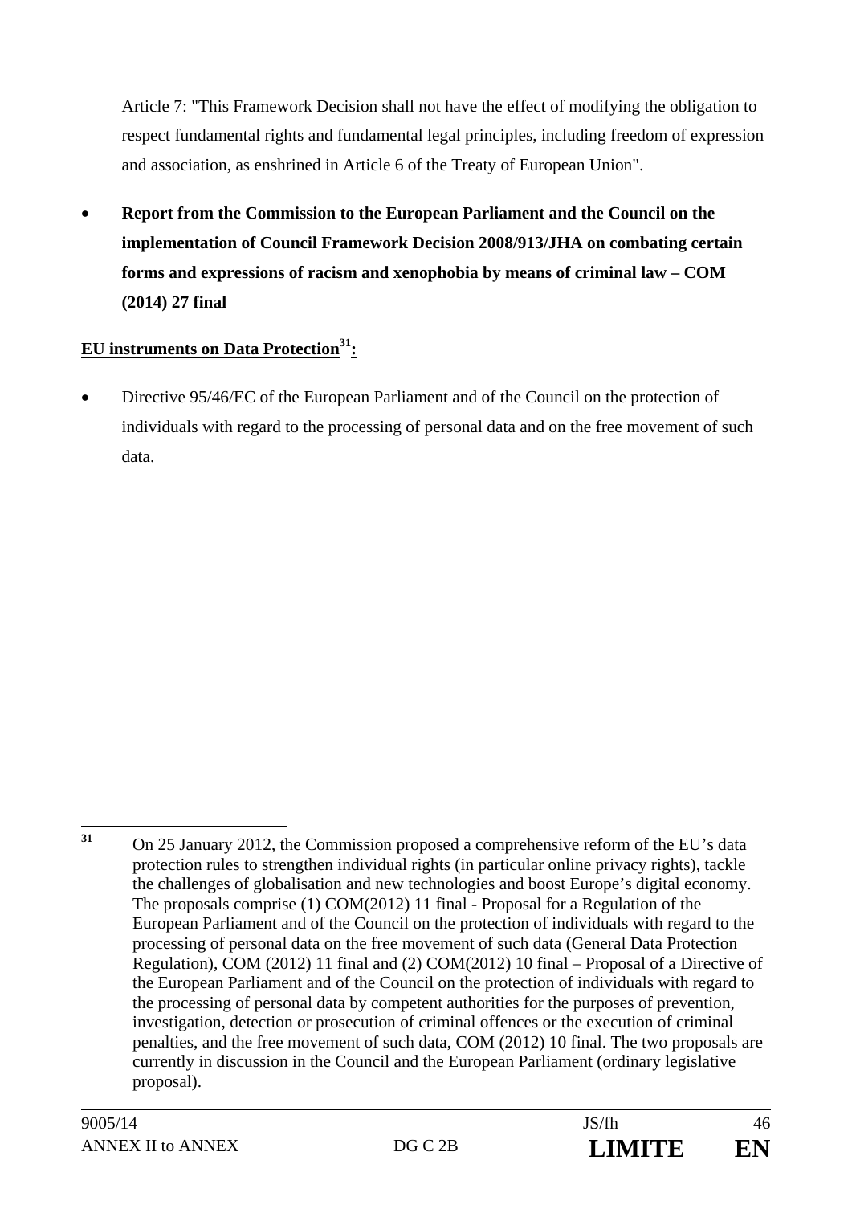Article 7: "This Framework Decision shall not have the effect of modifying the obligation to respect fundamental rights and fundamental legal principles, including freedom of expression and association, as enshrined in Article 6 of the Treaty of European Union".

- **Report from the Commission to the European Parliament and the Council on the implementation of Council Framework Decision 2008/913/JHA on combating certain forms and expressions of racism and xenophobia by means of criminal law – COM (2014) 27 final**

**EU instruments on Data Protection[31]:**

- Directive 95/46/EC of the European Parliament and of the Council on the protection of individuals with regard to the processing of personal data and on the free movement of such data.

---

[31] On 25 January 2012, the Commission proposed a comprehensive reform of the EU's data protection rules to strengthen individual rights (in particular online privacy rights), tackle the challenges of globalisation and new technologies and boost Europe's digital economy. The proposals comprise (1) COM(2012) 11 final - Proposal for a Regulation of the European Parliament and of the Council on the protection of individuals with regard to the processing of personal data on the free movement of such data (General Data Protection Regulation), COM (2012) 11 final and (2) COM(2012) 10 final – Proposal of a Directive of the European Parliament and of the Council on the protection of individuals with regard to the processing of personal data by competent authorities for the purposes of prevention, investigation, detection or prosecution of criminal offences or the execution of criminal penalties, and the free movement of such data, COM (2012) 10 final. The two proposals are currently in discussion in the Council and the European Parliament (ordinary legislative proposal).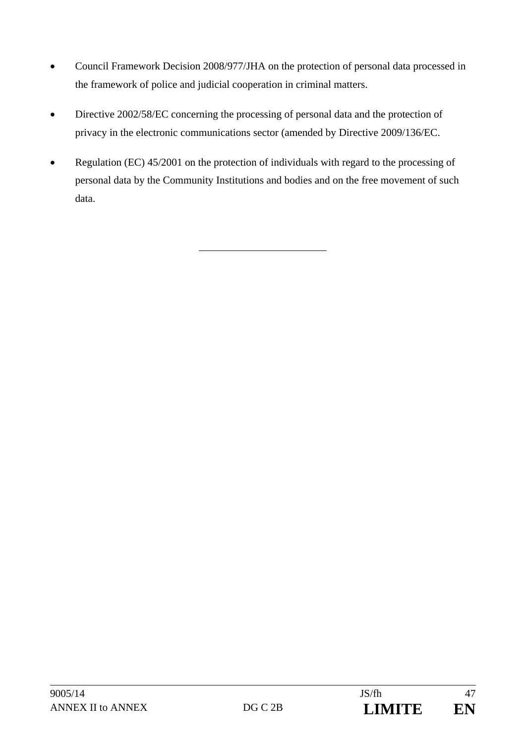- Council Framework Decision 2008/977/JHA on the protection of personal data processed in the framework of police and judicial cooperation in criminal matters.

- Directive 2002/58/EC concerning the processing of personal data and the protection of privacy in the electronic communications sector (amended by Directive 2009/136/EC.

- Regulation (EC) 45/2001 on the protection of individuals with regard to the processing of personal data by the Community Institutions and bodies and on the free movement of such data.